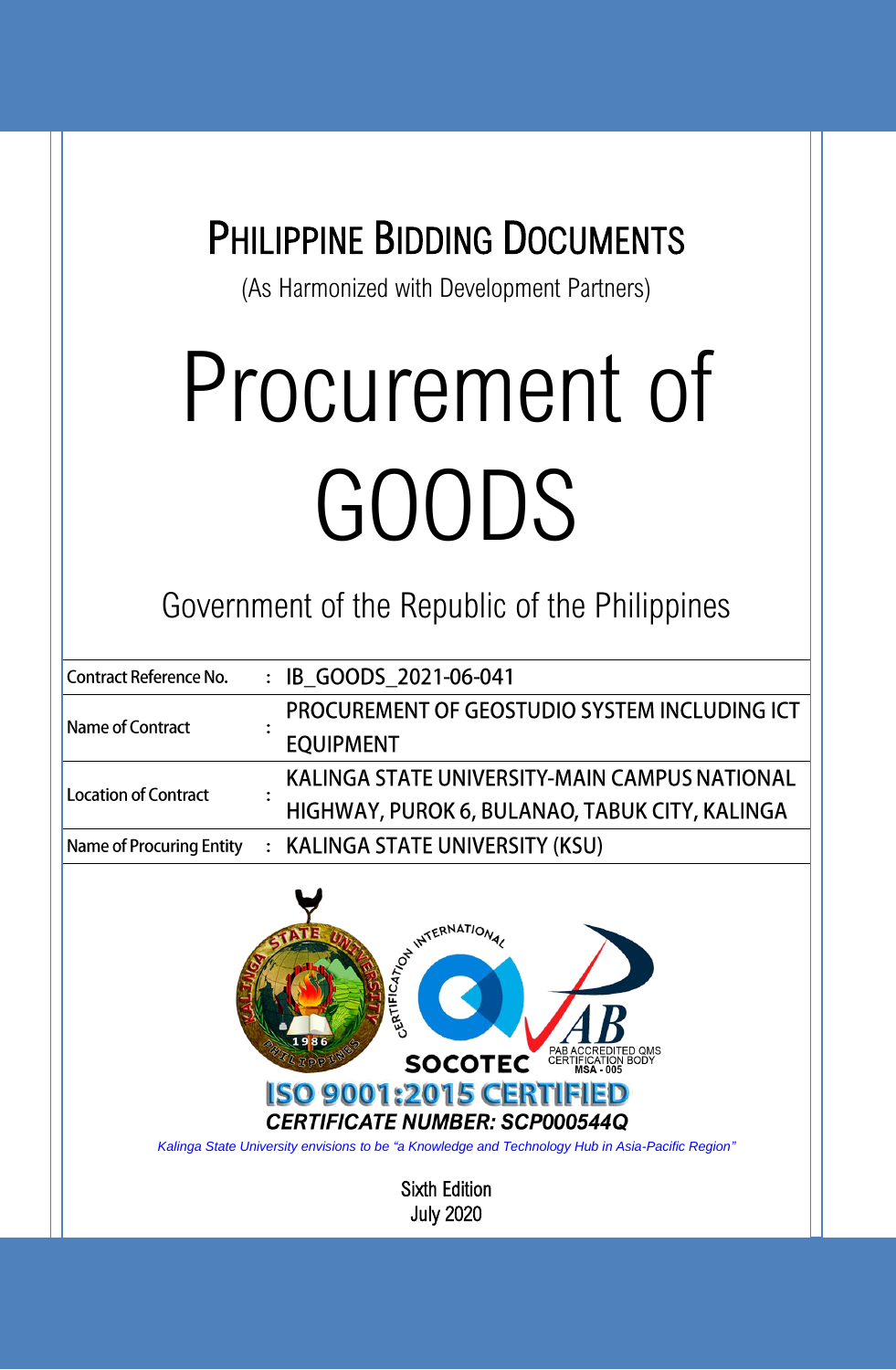# PHILIPPINE BIDDING DOCUMENTS

(As Harmonized with Development Partners)

# Procurement of GOODS

## Government of the Republic of the Philippines

| | | |
|---|---|---|
| Contract Reference No. | : | IB_GOODS_2021-06-041 |
| Name of Contract | : | PROCUREMENT OF GEOSTUDIO SYSTEM INCLUDING ICT EQUIPMENT |
| Location of Contract | : | KALINGA STATE UNIVERSITY-MAIN CAMPUS NATIONAL HIGHWAY, PUROK 6, BULANAO, TABUK CITY, KALINGA |
| Name of Procuring Entity | : | KALINGA STATE UNIVERSITY (KSU) |

**ISO 9001:2015 CERTIFIED**

***CERTIFICATE NUMBER: SCP000544Q***

*Kalinga State University envisions to be "a Knowledge and Technology Hub in Asia-Pacific Region"*

Sixth Edition
July 2020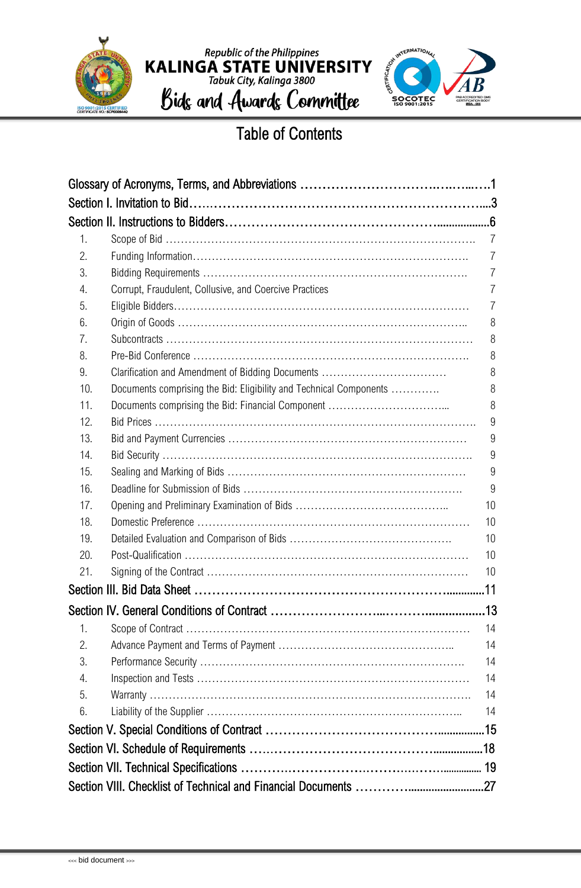# Table of Contents

| | | |
|---|---|---|
| Glossary of Acronyms, Terms, and Abbreviations | | 1 |
| Section I. Invitation to Bid | | 3 |
| Section II. Instructions to Bidders | | 6 |
| 1. | Scope of Bid | 7 |
| 2. | Funding Information | 7 |
| 3. | Bidding Requirements | 7 |
| 4. | Corrupt, Fraudulent, Collusive, and Coercive Practices | 7 |
| 5. | Eligible Bidders | 7 |
| 6. | Origin of Goods | 8 |
| 7. | Subcontracts | 8 |
| 8. | Pre-Bid Conference | 8 |
| 9. | Clarification and Amendment of Bidding Documents | 8 |
| 10. | Documents comprising the Bid: Eligibility and Technical Components | 8 |
| 11. | Documents comprising the Bid: Financial Component | 8 |
| 12. | Bid Prices | 9 |
| 13. | Bid and Payment Currencies | 9 |
| 14. | Bid Security | 9 |
| 15. | Sealing and Marking of Bids | 9 |
| 16. | Deadline for Submission of Bids | 9 |
| 17. | Opening and Preliminary Examination of Bids | 10 |
| 18. | Domestic Preference | 10 |
| 19. | Detailed Evaluation and Comparison of Bids | 10 |
| 20. | Post-Qualification | 10 |
| 21. | Signing of the Contract | 10 |
| Section III. Bid Data Sheet | | 11 |
| Section IV. General Conditions of Contract | | 13 |
| 1. | Scope of Contract | 14 |
| 2. | Advance Payment and Terms of Payment | 14 |
| 3. | Performance Security | 14 |
| 4. | Inspection and Tests | 14 |
| 5. | Warranty | 14 |
| 6. | Liability of the Supplier | 14 |
| Section V. Special Conditions of Contract | | 15 |
| Section VI. Schedule of Requirements | | 18 |
| Section VII. Technical Specifications | | 19 |
| Section VIII. Checklist of Technical and Financial Documents | | 27 |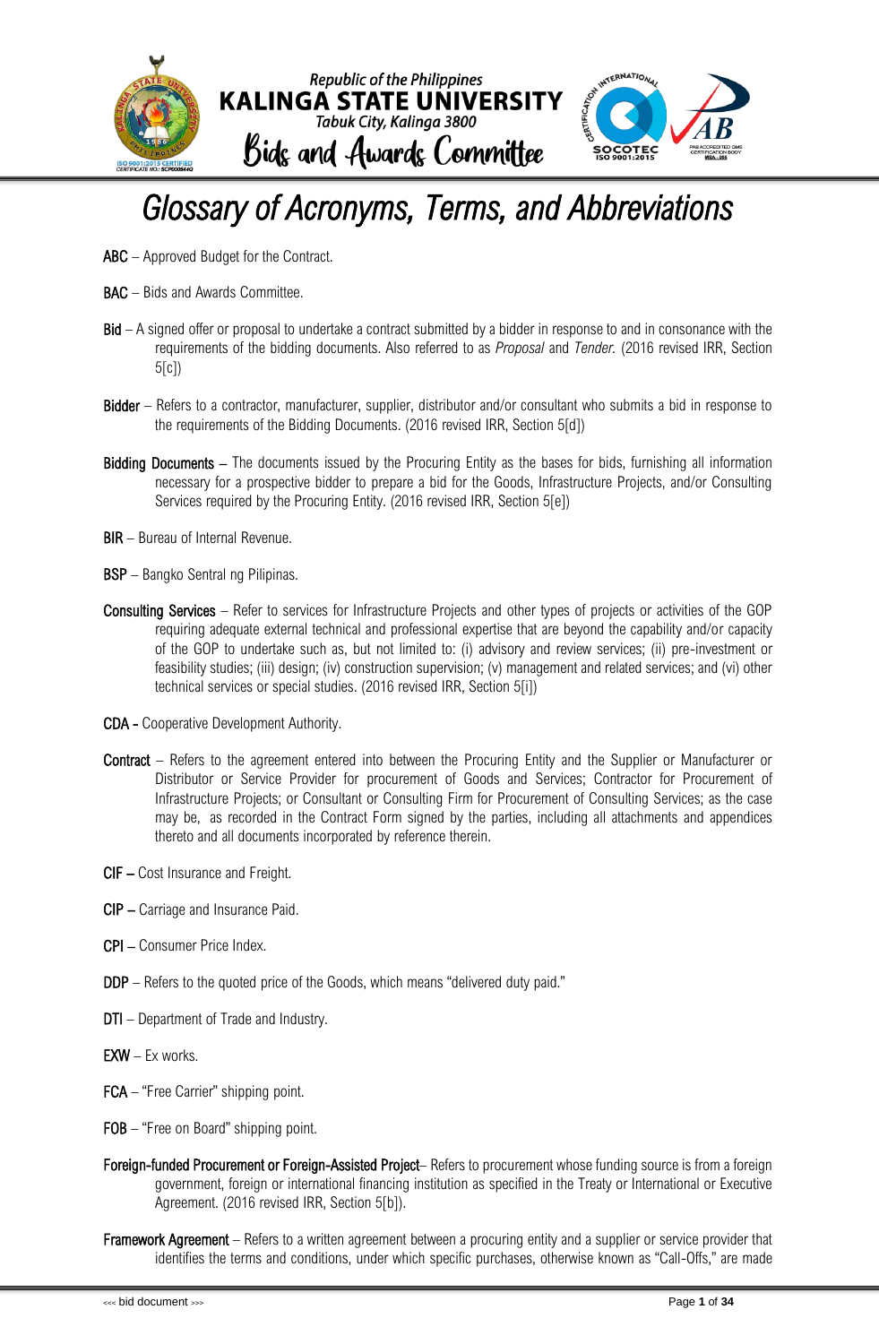# Glossary of Acronyms, Terms, and Abbreviations

**ABC** – Approved Budget for the Contract.

**BAC** – Bids and Awards Committee.

**Bid** – A signed offer or proposal to undertake a contract submitted by a bidder in response to and in consonance with the requirements of the bidding documents. Also referred to as *Proposal* and *Tender.* (2016 revised IRR, Section 5[c])

**Bidder** – Refers to a contractor, manufacturer, supplier, distributor and/or consultant who submits a bid in response to the requirements of the Bidding Documents. (2016 revised IRR, Section 5[d])

**Bidding Documents** – The documents issued by the Procuring Entity as the bases for bids, furnishing all information necessary for a prospective bidder to prepare a bid for the Goods, Infrastructure Projects, and/or Consulting Services required by the Procuring Entity. (2016 revised IRR, Section 5[e])

**BIR** – Bureau of Internal Revenue.

**BSP** – Bangko Sentral ng Pilipinas.

**Consulting Services** – Refer to services for Infrastructure Projects and other types of projects or activities of the GOP requiring adequate external technical and professional expertise that are beyond the capability and/or capacity of the GOP to undertake such as, but not limited to: (i) advisory and review services; (ii) pre-investment or feasibility studies; (iii) design; (iv) construction supervision; (v) management and related services; and (vi) other technical services or special studies. (2016 revised IRR, Section 5[i])

**CDA -** Cooperative Development Authority.

**Contract** – Refers to the agreement entered into between the Procuring Entity and the Supplier or Manufacturer or Distributor or Service Provider for procurement of Goods and Services; Contractor for Procurement of Infrastructure Projects; or Consultant or Consulting Firm for Procurement of Consulting Services; as the case may be, as recorded in the Contract Form signed by the parties, including all attachments and appendices thereto and all documents incorporated by reference therein.

**CIF –** Cost Insurance and Freight.

**CIP –** Carriage and Insurance Paid.

**CPI –** Consumer Price Index.

**DDP** – Refers to the quoted price of the Goods, which means "delivered duty paid."

**DTI** – Department of Trade and Industry.

**EXW** – Ex works.

**FCA** – "Free Carrier" shipping point.

**FOB** – "Free on Board" shipping point.

**Foreign-funded Procurement or Foreign-Assisted Project**– Refers to procurement whose funding source is from a foreign government, foreign or international financing institution as specified in the Treaty or International or Executive Agreement. (2016 revised IRR, Section 5[b]).

**Framework Agreement** – Refers to a written agreement between a procuring entity and a supplier or service provider that identifies the terms and conditions, under which specific purchases, otherwise known as "Call-Offs," are made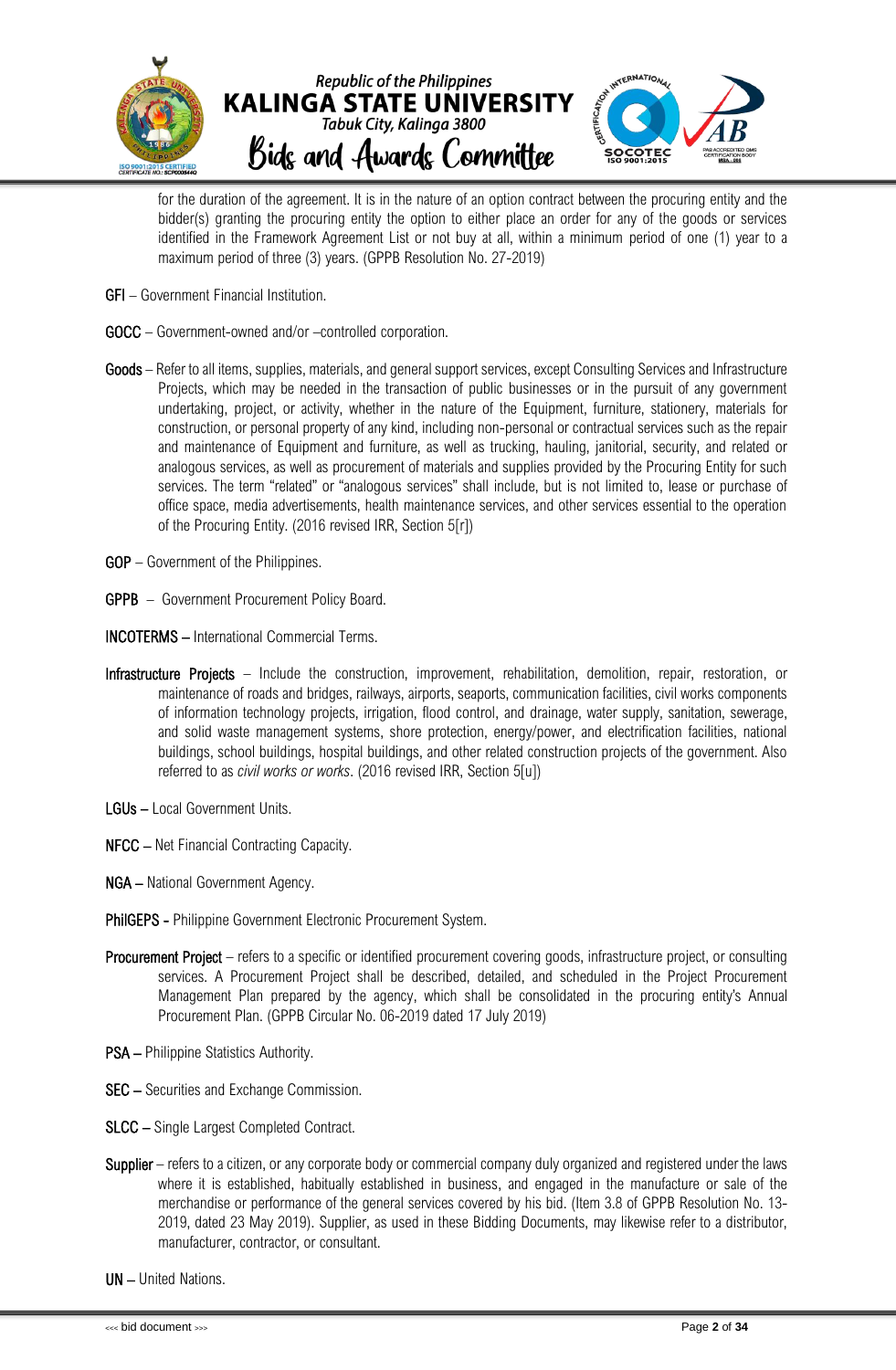for the duration of the agreement. It is in the nature of an option contract between the procuring entity and the bidder(s) granting the procuring entity the option to either place an order for any of the goods or services identified in the Framework Agreement List or not buy at all, within a minimum period of one (1) year to a maximum period of three (3) years. (GPPB Resolution No. 27-2019)

**GFI** – Government Financial Institution.

**GOCC** – Government-owned and/or –controlled corporation.

**Goods** – Refer to all items, supplies, materials, and general support services, except Consulting Services and Infrastructure Projects, which may be needed in the transaction of public businesses or in the pursuit of any government undertaking, project, or activity, whether in the nature of the Equipment, furniture, stationery, materials for construction, or personal property of any kind, including non-personal or contractual services such as the repair and maintenance of Equipment and furniture, as well as trucking, hauling, janitorial, security, and related or analogous services, as well as procurement of materials and supplies provided by the Procuring Entity for such services. The term "related" or "analogous services" shall include, but is not limited to, lease or purchase of office space, media advertisements, health maintenance services, and other services essential to the operation of the Procuring Entity. (2016 revised IRR, Section 5[r])

**GOP** – Government of the Philippines.

**GPPB** – Government Procurement Policy Board.

**INCOTERMS** – International Commercial Terms.

**Infrastructure Projects** – Include the construction, improvement, rehabilitation, demolition, repair, restoration, or maintenance of roads and bridges, railways, airports, seaports, communication facilities, civil works components of information technology projects, irrigation, flood control, and drainage, water supply, sanitation, sewerage, and solid waste management systems, shore protection, energy/power, and electrification facilities, national buildings, school buildings, hospital buildings, and other related construction projects of the government. Also referred to as *civil works or works*. (2016 revised IRR, Section 5[u])

**LGUs** – Local Government Units.

**NFCC** – Net Financial Contracting Capacity.

**NGA** – National Government Agency.

**PhilGEPS** - Philippine Government Electronic Procurement System.

**Procurement Project** – refers to a specific or identified procurement covering goods, infrastructure project, or consulting services. A Procurement Project shall be described, detailed, and scheduled in the Project Procurement Management Plan prepared by the agency, which shall be consolidated in the procuring entity's Annual Procurement Plan. (GPPB Circular No. 06-2019 dated 17 July 2019)

**PSA** – Philippine Statistics Authority.

**SEC** – Securities and Exchange Commission.

**SLCC** – Single Largest Completed Contract.

**Supplier** – refers to a citizen, or any corporate body or commercial company duly organized and registered under the laws where it is established, habitually established in business, and engaged in the manufacture or sale of the merchandise or performance of the general services covered by his bid. (Item 3.8 of GPPB Resolution No. 13-2019, dated 23 May 2019). Supplier, as used in these Bidding Documents, may likewise refer to a distributor, manufacturer, contractor, or consultant.

**UN** – United Nations.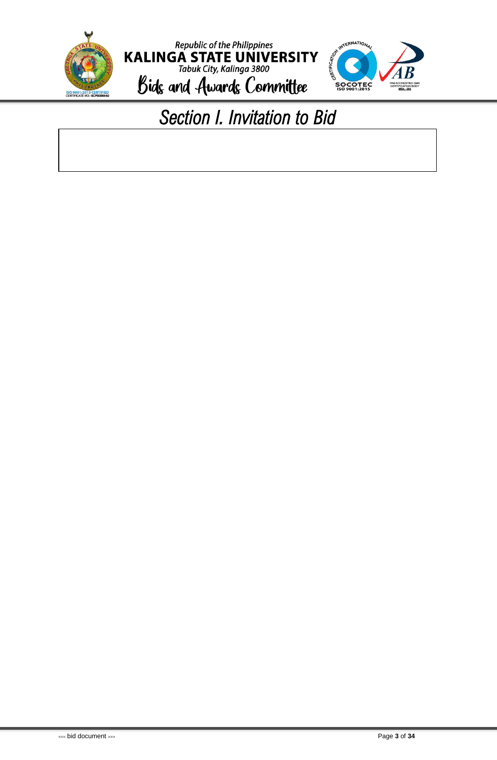# Section I. Invitation to Bid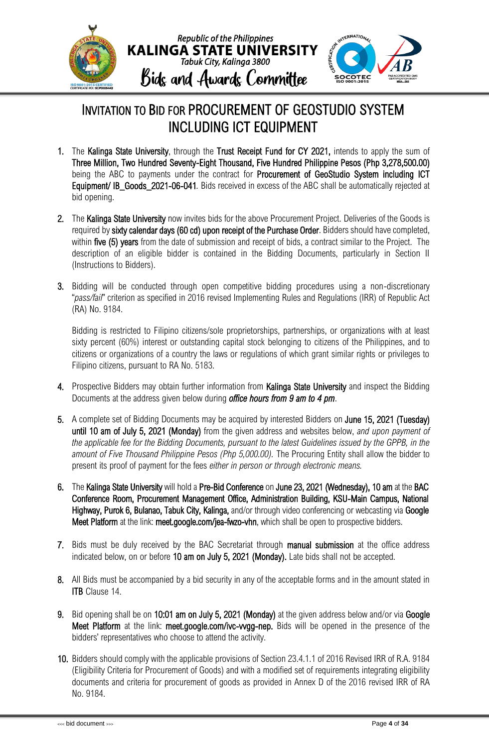# INVITATION TO BID FOR PROCUREMENT OF GEOSTUDIO SYSTEM INCLUDING ICT EQUIPMENT

1. The **Kalinga State University**, through the **Trust Receipt Fund for CY 2021,** intends to apply the sum of **Three Million, Two Hundred Seventy-Eight Thousand, Five Hundred Philippine Pesos (Php 3,278,500.00)** being the ABC to payments under the contract for **Procurement of GeoStudio System including ICT Equipment/ IB_Goods_2021-06-041**. Bids received in excess of the ABC shall be automatically rejected at bid opening.

2. The **Kalinga State University** now invites bids for the above Procurement Project. Deliveries of the Goods is required by **sixty calendar days (60 cd) upon receipt of the Purchase Order**. Bidders should have completed, within **five (5) years** from the date of submission and receipt of bids, a contract similar to the Project. The description of an eligible bidder is contained in the Bidding Documents, particularly in Section II (Instructions to Bidders).

3. Bidding will be conducted through open competitive bidding procedures using a non-discretionary "*pass/fail*" criterion as specified in 2016 revised Implementing Rules and Regulations (IRR) of Republic Act (RA) No. 9184.

   Bidding is restricted to Filipino citizens/sole proprietorships, partnerships, or organizations with at least sixty percent (60%) interest or outstanding capital stock belonging to citizens of the Philippines, and to citizens or organizations of a country the laws or regulations of which grant similar rights or privileges to Filipino citizens, pursuant to RA No. 5183.

4. Prospective Bidders may obtain further information from **Kalinga State University** and inspect the Bidding Documents at the address given below during ***office hours from 9 am to 4 pm***.

5. A complete set of Bidding Documents may be acquired by interested Bidders on **June 15, 2021 (Tuesday) until 10 am of July 5, 2021 (Monday)** from the given address and websites below, *and upon payment of the applicable fee for the Bidding Documents, pursuant to the latest Guidelines issued by the GPPB, in the amount of Five Thousand Philippine Pesos (Php 5,000.00).* The Procuring Entity shall allow the bidder to present its proof of payment for the fees *either in person or through electronic means.*

6. The **Kalinga State University** will hold a **Pre-Bid Conference** on **June 23, 2021 (Wednesday), 10 am** at the **BAC Conference Room, Procurement Management Office, Administration Building, KSU-Main Campus, National Highway, Purok 6, Bulanao, Tabuk City, Kalinga,** and/or through video conferencing or webcasting via **Google Meet Platform** at the link: **meet.google.com/jea-fwzo-vhn**, which shall be open to prospective bidders.

7. Bids must be duly received by the BAC Secretariat through **manual submission** at the office address indicated below, on or before **10 am on July 5, 2021 (Monday).** Late bids shall not be accepted.

8. All Bids must be accompanied by a bid security in any of the acceptable forms and in the amount stated in **ITB** Clause 14.

9. Bid opening shall be on **10:01 am on July 5, 2021 (Monday)** at the given address below and/or via **Google Meet Platform** at the link: **meet.google.com/ivc-vvgg-nep.** Bids will be opened in the presence of the bidders' representatives who choose to attend the activity.

10. Bidders should comply with the applicable provisions of Section 23.4.1.1 of 2016 Revised IRR of R.A. 9184 (Eligibility Criteria for Procurement of Goods) and with a modified set of requirements integrating eligibility documents and criteria for procurement of goods as provided in Annex D of the 2016 revised IRR of RA No. 9184.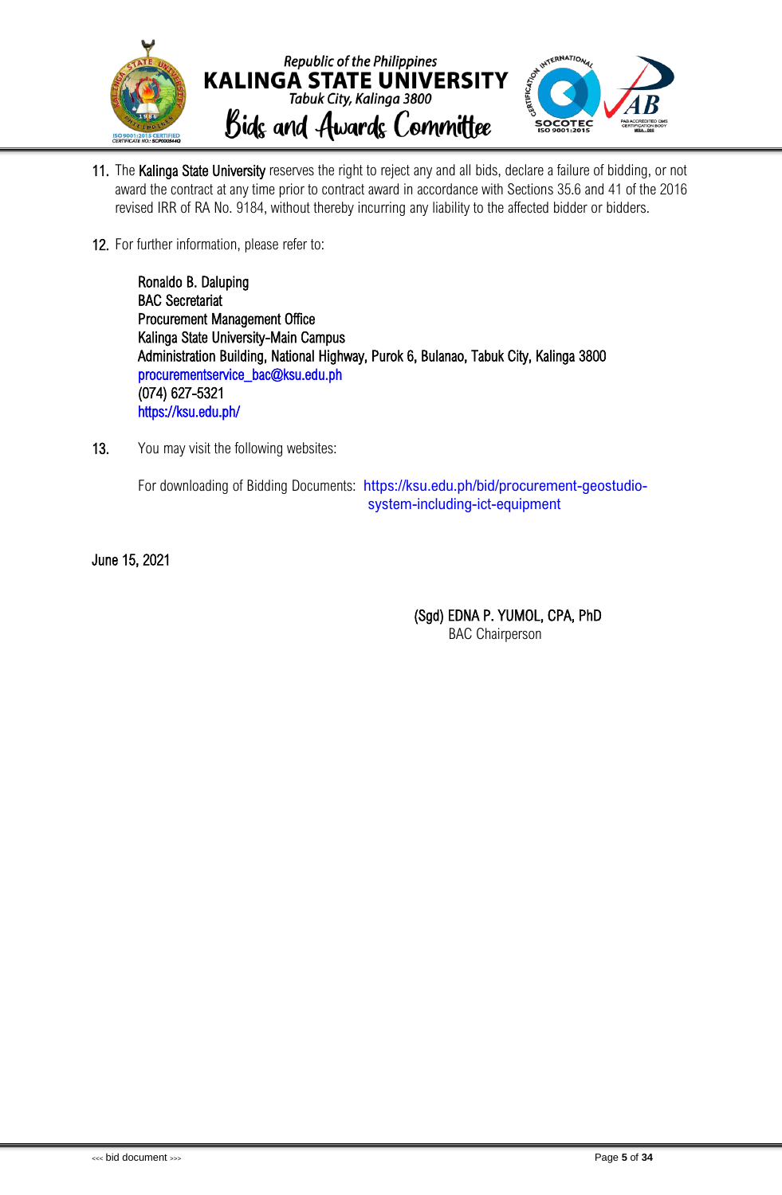11. The Kalinga State University reserves the right to reject any and all bids, declare a failure of bidding, or not award the contract at any time prior to contract award in accordance with Sections 35.6 and 41 of the 2016 revised IRR of RA No. 9184, without thereby incurring any liability to the affected bidder or bidders.

12. For further information, please refer to:

    Ronaldo B. Daluping
    BAC Secretariat
    Procurement Management Office
    Kalinga State University-Main Campus
    Administration Building, National Highway, Purok 6, Bulanao, Tabuk City, Kalinga 3800
    procurementservice_bac@ksu.edu.ph
    (074) 627-5321
    https://ksu.edu.ph/

13. You may visit the following websites:

    For downloading of Bidding Documents: https://ksu.edu.ph/bid/procurement-geostudio-system-including-ict-equipment

June 15, 2021

(Sgd) EDNA P. YUMOL, CPA, PhD
BAC Chairperson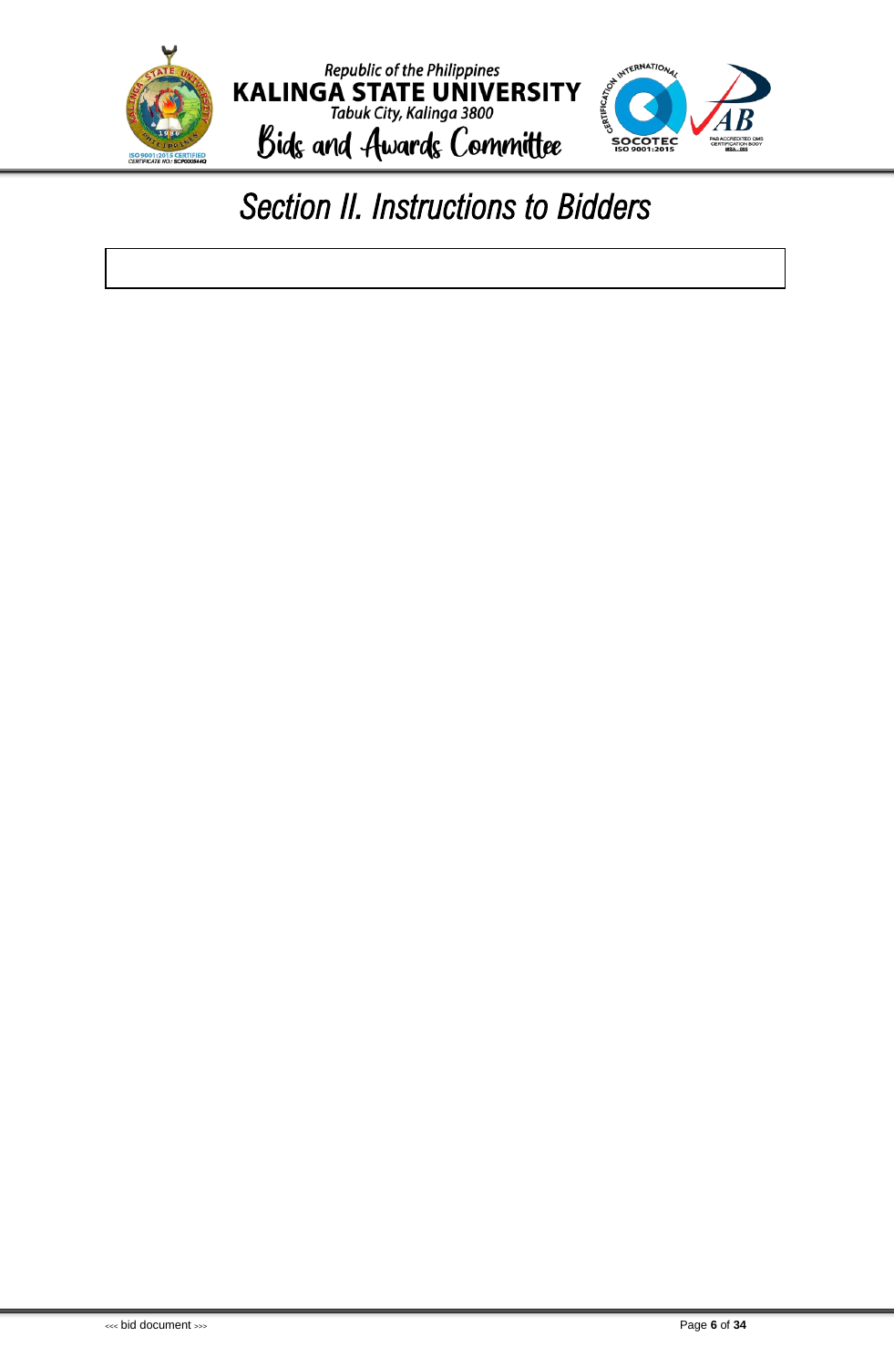# Section II. Instructions to Bidders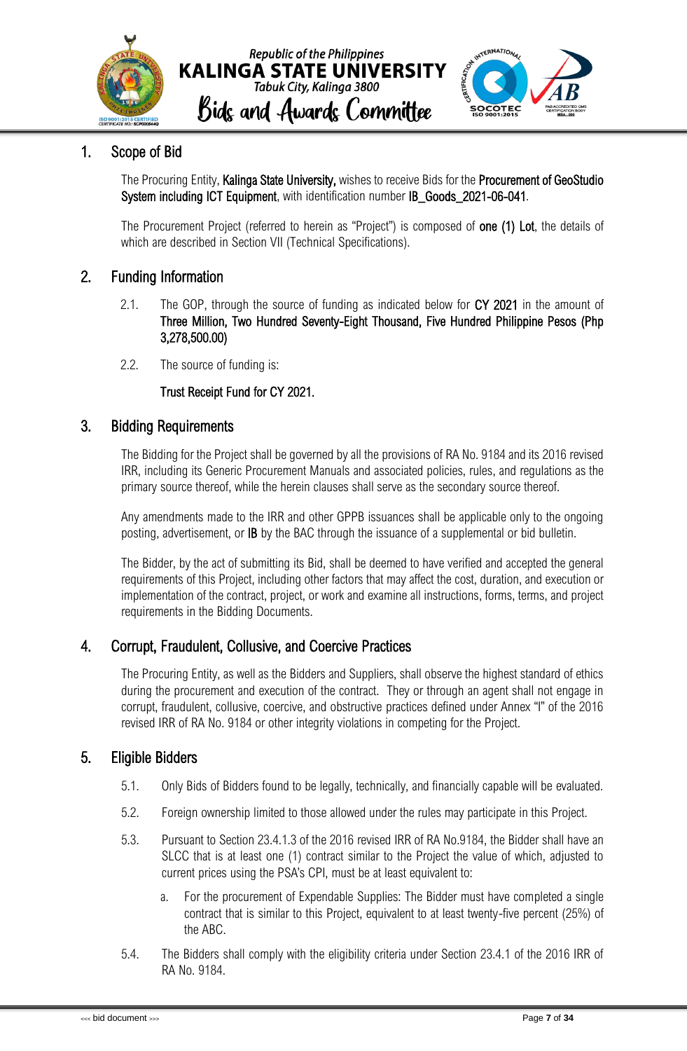## 1. Scope of Bid

The Procuring Entity, **Kalinga State University,** wishes to receive Bids for the **Procurement of GeoStudio System including ICT Equipment**, with identification number **IB_Goods_2021-06-041**.

The Procurement Project (referred to herein as "Project") is composed of **one (1) Lot**, the details of which are described in Section VII (Technical Specifications).

## 2. Funding Information

2.1. The GOP, through the source of funding as indicated below for **CY 2021** in the amount of **Three Million, Two Hundred Seventy-Eight Thousand, Five Hundred Philippine Pesos (Php 3,278,500.00)**

2.2. The source of funding is:

**Trust Receipt Fund for CY 2021.**

## 3. Bidding Requirements

The Bidding for the Project shall be governed by all the provisions of RA No. 9184 and its 2016 revised IRR, including its Generic Procurement Manuals and associated policies, rules, and regulations as the primary source thereof, while the herein clauses shall serve as the secondary source thereof.

Any amendments made to the IRR and other GPPB issuances shall be applicable only to the ongoing posting, advertisement, or **IB** by the BAC through the issuance of a supplemental or bid bulletin.

The Bidder, by the act of submitting its Bid, shall be deemed to have verified and accepted the general requirements of this Project, including other factors that may affect the cost, duration, and execution or implementation of the contract, project, or work and examine all instructions, forms, terms, and project requirements in the Bidding Documents.

## 4. Corrupt, Fraudulent, Collusive, and Coercive Practices

The Procuring Entity, as well as the Bidders and Suppliers, shall observe the highest standard of ethics during the procurement and execution of the contract. They or through an agent shall not engage in corrupt, fraudulent, collusive, coercive, and obstructive practices defined under Annex "I" of the 2016 revised IRR of RA No. 9184 or other integrity violations in competing for the Project.

## 5. Eligible Bidders

5.1. Only Bids of Bidders found to be legally, technically, and financially capable will be evaluated.

5.2. Foreign ownership limited to those allowed under the rules may participate in this Project.

5.3. Pursuant to Section 23.4.1.3 of the 2016 revised IRR of RA No.9184, the Bidder shall have an SLCC that is at least one (1) contract similar to the Project the value of which, adjusted to current prices using the PSA's CPI, must be at least equivalent to:

a. For the procurement of Expendable Supplies: The Bidder must have completed a single contract that is similar to this Project, equivalent to at least twenty-five percent (25%) of the ABC.

5.4. The Bidders shall comply with the eligibility criteria under Section 23.4.1 of the 2016 IRR of RA No. 9184.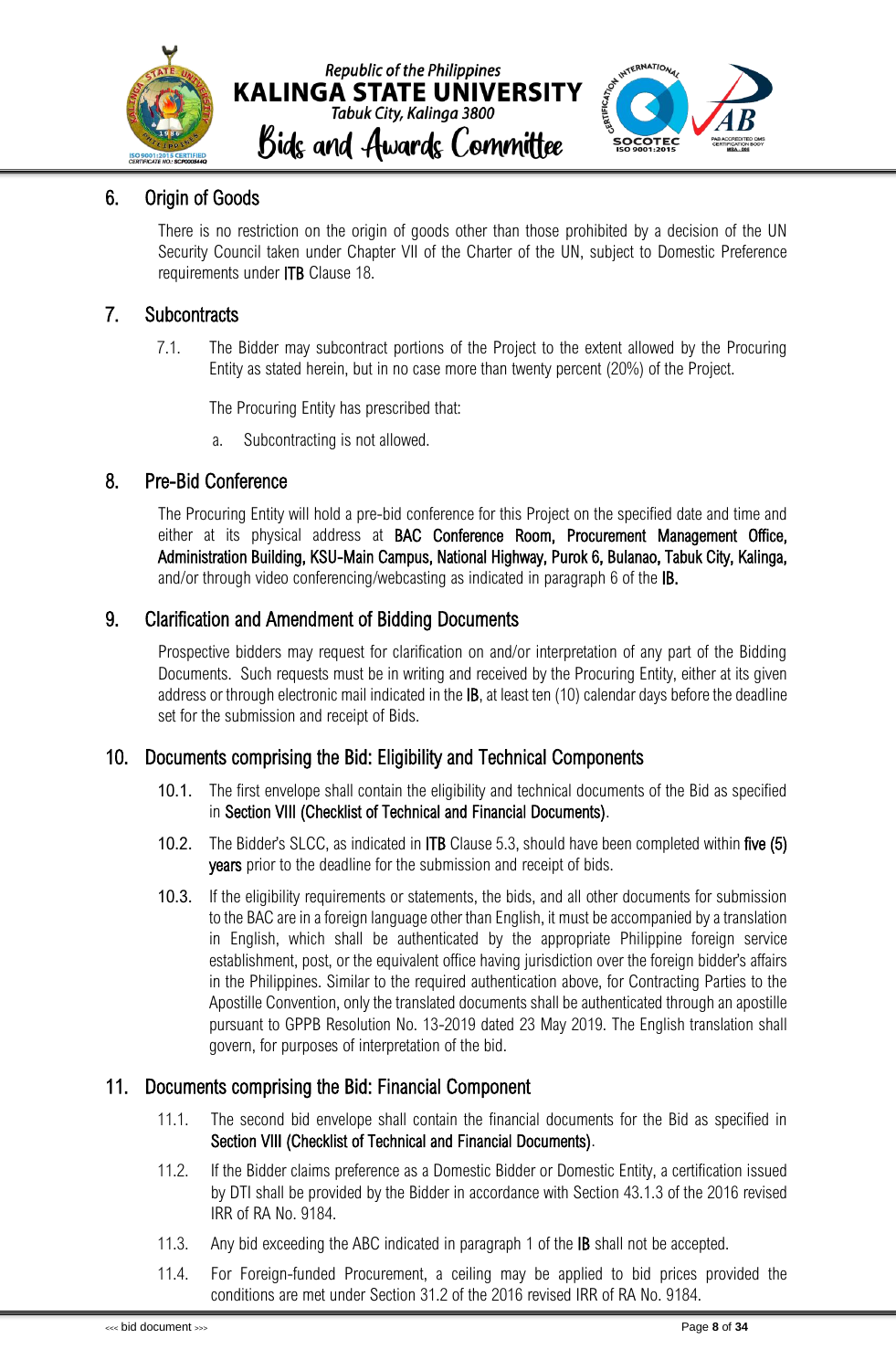## 6. Origin of Goods

There is no restriction on the origin of goods other than those prohibited by a decision of the UN Security Council taken under Chapter VII of the Charter of the UN, subject to Domestic Preference requirements under **ITB** Clause 18.

## 7. Subcontracts

7.1. The Bidder may subcontract portions of the Project to the extent allowed by the Procuring Entity as stated herein, but in no case more than twenty percent (20%) of the Project.

The Procuring Entity has prescribed that:

a. Subcontracting is not allowed.

## 8. Pre-Bid Conference

The Procuring Entity will hold a pre-bid conference for this Project on the specified date and time and either at its physical address at **BAC Conference Room, Procurement Management Office, Administration Building, KSU-Main Campus, National Highway, Purok 6, Bulanao, Tabuk City, Kalinga,** and/or through video conferencing/webcasting as indicated in paragraph 6 of the **IB.**

## 9. Clarification and Amendment of Bidding Documents

Prospective bidders may request for clarification on and/or interpretation of any part of the Bidding Documents. Such requests must be in writing and received by the Procuring Entity, either at its given address or through electronic mail indicated in the **IB**, at least ten (10) calendar days before the deadline set for the submission and receipt of Bids.

## 10. Documents comprising the Bid: Eligibility and Technical Components

10.1. The first envelope shall contain the eligibility and technical documents of the Bid as specified in **Section VIII (Checklist of Technical and Financial Documents)**.

10.2. The Bidder's SLCC, as indicated in **ITB** Clause 5.3, should have been completed within **five (5) years** prior to the deadline for the submission and receipt of bids.

10.3. If the eligibility requirements or statements, the bids, and all other documents for submission to the BAC are in a foreign language other than English, it must be accompanied by a translation in English, which shall be authenticated by the appropriate Philippine foreign service establishment, post, or the equivalent office having jurisdiction over the foreign bidder's affairs in the Philippines. Similar to the required authentication above, for Contracting Parties to the Apostille Convention, only the translated documents shall be authenticated through an apostille pursuant to GPPB Resolution No. 13-2019 dated 23 May 2019. The English translation shall govern, for purposes of interpretation of the bid.

## 11. Documents comprising the Bid: Financial Component

11.1. The second bid envelope shall contain the financial documents for the Bid as specified in **Section VIII (Checklist of Technical and Financial Documents)**.

11.2. If the Bidder claims preference as a Domestic Bidder or Domestic Entity, a certification issued by DTI shall be provided by the Bidder in accordance with Section 43.1.3 of the 2016 revised IRR of RA No. 9184.

11.3. Any bid exceeding the ABC indicated in paragraph 1 of the **IB** shall not be accepted.

11.4. For Foreign-funded Procurement, a ceiling may be applied to bid prices provided the conditions are met under Section 31.2 of the 2016 revised IRR of RA No. 9184.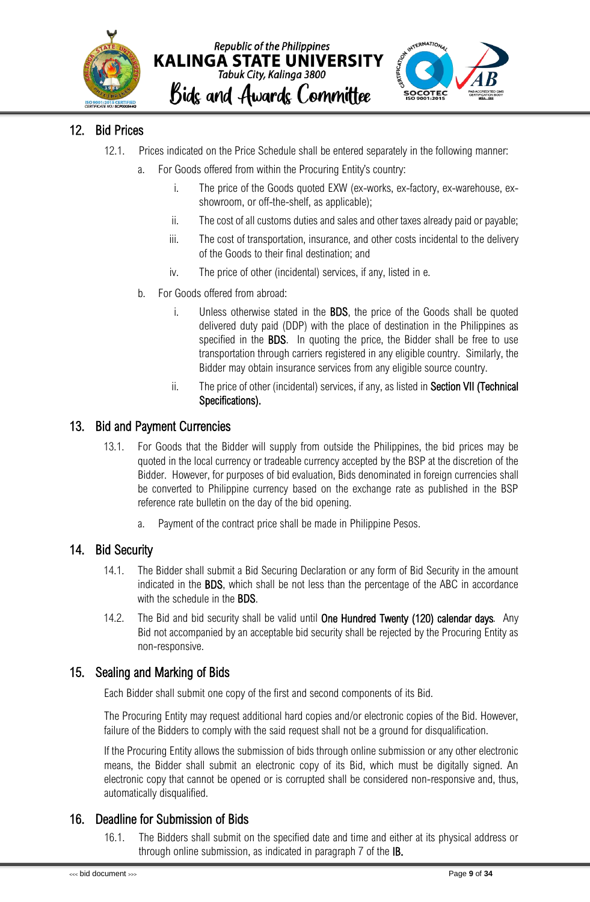## 12. Bid Prices

12.1. Prices indicated on the Price Schedule shall be entered separately in the following manner:

a. For Goods offered from within the Procuring Entity's country:

i. The price of the Goods quoted EXW (ex-works, ex-factory, ex-warehouse, ex-showroom, or off-the-shelf, as applicable);

ii. The cost of all customs duties and sales and other taxes already paid or payable;

iii. The cost of transportation, insurance, and other costs incidental to the delivery of the Goods to their final destination; and

iv. The price of other (incidental) services, if any, listed in e.

b. For Goods offered from abroad:

i. Unless otherwise stated in the **BDS**, the price of the Goods shall be quoted delivered duty paid (DDP) with the place of destination in the Philippines as specified in the **BDS**. In quoting the price, the Bidder shall be free to use transportation through carriers registered in any eligible country. Similarly, the Bidder may obtain insurance services from any eligible source country.

ii. The price of other (incidental) services, if any, as listed in **Section VII (Technical Specifications).**

## 13. Bid and Payment Currencies

13.1. For Goods that the Bidder will supply from outside the Philippines, the bid prices may be quoted in the local currency or tradeable currency accepted by the BSP at the discretion of the Bidder. However, for purposes of bid evaluation, Bids denominated in foreign currencies shall be converted to Philippine currency based on the exchange rate as published in the BSP reference rate bulletin on the day of the bid opening.

a. Payment of the contract price shall be made in Philippine Pesos.

## 14. Bid Security

14.1. The Bidder shall submit a Bid Securing Declaration or any form of Bid Security in the amount indicated in the **BDS**, which shall be not less than the percentage of the ABC in accordance with the schedule in the **BDS**.

14.2. The Bid and bid security shall be valid until **One Hundred Twenty (120) calendar days**. Any Bid not accompanied by an acceptable bid security shall be rejected by the Procuring Entity as non-responsive.

## 15. Sealing and Marking of Bids

Each Bidder shall submit one copy of the first and second components of its Bid.

The Procuring Entity may request additional hard copies and/or electronic copies of the Bid. However, failure of the Bidders to comply with the said request shall not be a ground for disqualification.

If the Procuring Entity allows the submission of bids through online submission or any other electronic means, the Bidder shall submit an electronic copy of its Bid, which must be digitally signed. An electronic copy that cannot be opened or is corrupted shall be considered non-responsive and, thus, automatically disqualified.

## 16. Deadline for Submission of Bids

16.1. The Bidders shall submit on the specified date and time and either at its physical address or through online submission, as indicated in paragraph 7 of the **IB.**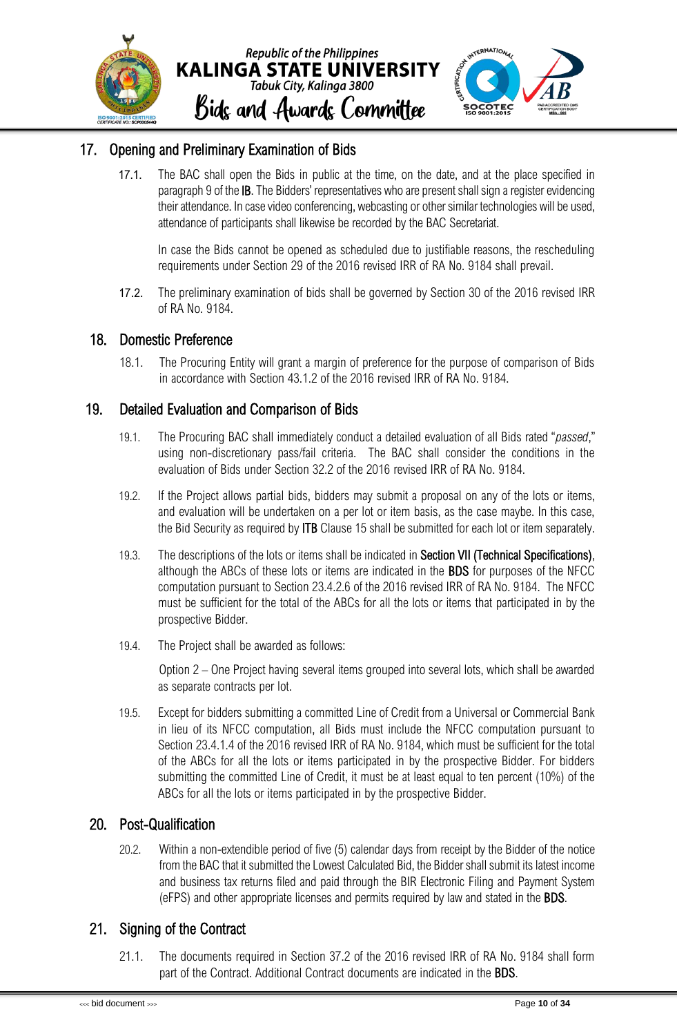## 17. Opening and Preliminary Examination of Bids

17.1. The BAC shall open the Bids in public at the time, on the date, and at the place specified in paragraph 9 of the **IB**. The Bidders' representatives who are present shall sign a register evidencing their attendance. In case video conferencing, webcasting or other similar technologies will be used, attendance of participants shall likewise be recorded by the BAC Secretariat.

In case the Bids cannot be opened as scheduled due to justifiable reasons, the rescheduling requirements under Section 29 of the 2016 revised IRR of RA No. 9184 shall prevail.

17.2. The preliminary examination of bids shall be governed by Section 30 of the 2016 revised IRR of RA No. 9184.

## 18. Domestic Preference

18.1. The Procuring Entity will grant a margin of preference for the purpose of comparison of Bids in accordance with Section 43.1.2 of the 2016 revised IRR of RA No. 9184.

## 19. Detailed Evaluation and Comparison of Bids

19.1. The Procuring BAC shall immediately conduct a detailed evaluation of all Bids rated "*passed*," using non-discretionary pass/fail criteria. The BAC shall consider the conditions in the evaluation of Bids under Section 32.2 of the 2016 revised IRR of RA No. 9184.

19.2. If the Project allows partial bids, bidders may submit a proposal on any of the lots or items, and evaluation will be undertaken on a per lot or item basis, as the case maybe. In this case, the Bid Security as required by **ITB** Clause 15 shall be submitted for each lot or item separately.

19.3. The descriptions of the lots or items shall be indicated in **Section VII (Technical Specifications)**, although the ABCs of these lots or items are indicated in the **BDS** for purposes of the NFCC computation pursuant to Section 23.4.2.6 of the 2016 revised IRR of RA No. 9184. The NFCC must be sufficient for the total of the ABCs for all the lots or items that participated in by the prospective Bidder.

19.4. The Project shall be awarded as follows:

Option 2 – One Project having several items grouped into several lots, which shall be awarded as separate contracts per lot.

19.5. Except for bidders submitting a committed Line of Credit from a Universal or Commercial Bank in lieu of its NFCC computation, all Bids must include the NFCC computation pursuant to Section 23.4.1.4 of the 2016 revised IRR of RA No. 9184, which must be sufficient for the total of the ABCs for all the lots or items participated in by the prospective Bidder. For bidders submitting the committed Line of Credit, it must be at least equal to ten percent (10%) of the ABCs for all the lots or items participated in by the prospective Bidder.

## 20. Post-Qualification

20.2. Within a non-extendible period of five (5) calendar days from receipt by the Bidder of the notice from the BAC that it submitted the Lowest Calculated Bid, the Bidder shall submit its latest income and business tax returns filed and paid through the BIR Electronic Filing and Payment System (eFPS) and other appropriate licenses and permits required by law and stated in the **BDS**.

## 21. Signing of the Contract

21.1. The documents required in Section 37.2 of the 2016 revised IRR of RA No. 9184 shall form part of the Contract. Additional Contract documents are indicated in the **BDS**.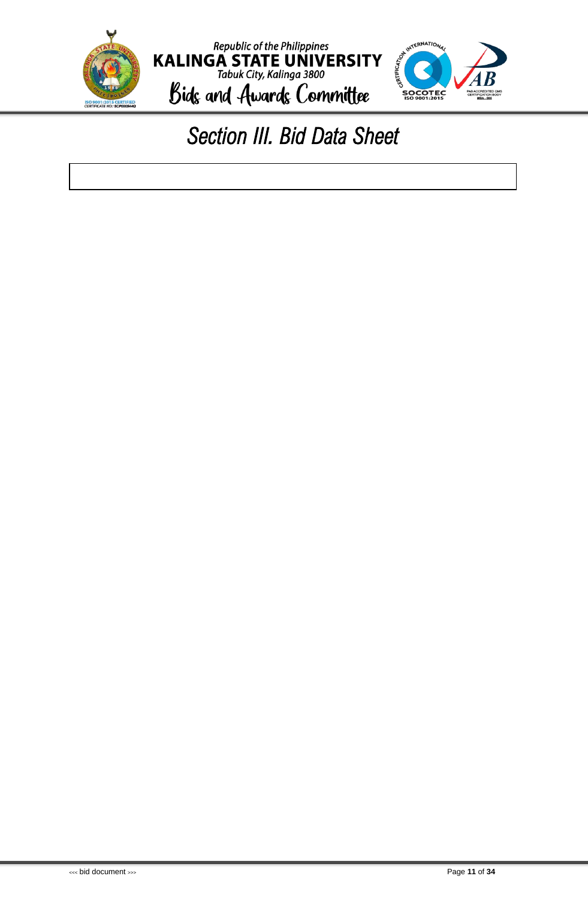# Section III. Bid Data Sheet

| |
|---|
| |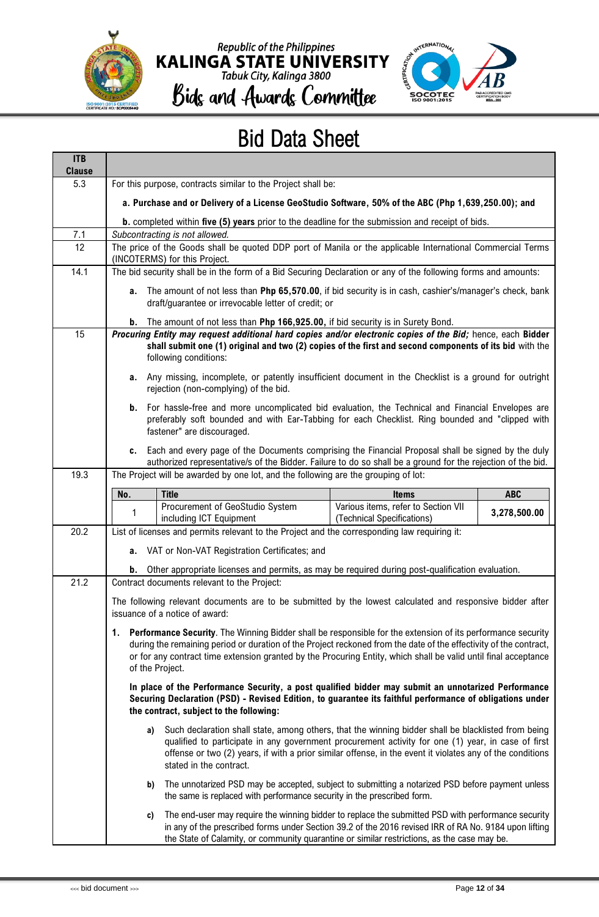# Bid Data Sheet

| ITB Clause | |
|---|---|
| 5.3 | For this purpose, contracts similar to the Project shall be:<br><br>**a. Purchase and or Delivery of a License GeoStudio Software, 50% of the ABC (Php 1,639,250.00); and**<br><br>**b.** completed within **five (5) years** prior to the deadline for the submission and receipt of bids. |
| 7.1 | *Subcontracting is not allowed.* |
| 12 | The price of the Goods shall be quoted DDP port of Manila or the applicable International Commercial Terms (INCOTERMS) for this Project. |
| 14.1 | The bid security shall be in the form of a Bid Securing Declaration or any of the following forms and amounts:<br><br>**a.** The amount of not less than **Php 65,570.00**, if bid security is in cash, cashier's/manager's check, bank draft/guarantee or irrevocable letter of credit; or<br><br>**b.** The amount of not less than **Php 166,925.00**, if bid security is in Surety Bond. |
| 15 | ***Procuring Entity may request additional hard copies and/or electronic copies of the Bid;*** hence, each **Bidder shall submit one (1) original and two (2) copies of the first and second components of its bid** with the following conditions:<br><br>**a.** Any missing, incomplete, or patently insufficient document in the Checklist is a ground for outright rejection (non-complying) of the bid.<br><br>**b.** For hassle-free and more uncomplicated bid evaluation, the Technical and Financial Envelopes are preferably soft bounded and with Ear-Tabbing for each Checklist. Ring bounded and "clipped with fastener" are discouraged.<br><br>**c.** Each and every page of the Documents comprising the Financial Proposal shall be signed by the duly authorized representative/s of the Bidder. Failure to do so shall be a ground for the rejection of the bid. |
| 19.3 | The Project will be awarded by one lot, and the following are the grouping of lot:<br><br>**No.** / **Title** / **Items** / **ABC**<br>1 / Procurement of GeoStudio System including ICT Equipment / Various items, refer to Section VII (Technical Specifications) / **3,278,500.00** |
| 20.2 | List of licenses and permits relevant to the Project and the corresponding law requiring it:<br><br>**a.** VAT or Non-VAT Registration Certificates; and<br><br>**b.** Other appropriate licenses and permits, as may be required during post-qualification evaluation. |
| 21.2 | Contract documents relevant to the Project:<br><br>The following relevant documents are to be submitted by the lowest calculated and responsive bidder after issuance of a notice of award:<br><br>**1. Performance Security**. The Winning Bidder shall be responsible for the extension of its performance security during the remaining period or duration of the Project reckoned from the date of the effectivity of the contract, or for any contract time extension granted by the Procuring Entity, which shall be valid until final acceptance of the Project.<br><br>**In place of the Performance Security, a post qualified bidder may submit an unnotarized Performance Securing Declaration (PSD) - Revised Edition, to guarantee its faithful performance of obligations under the contract, subject to the following:**<br><br>**a)** Such declaration shall state, among others, that the winning bidder shall be blacklisted from being qualified to participate in any government procurement activity for one (1) year, in case of first offense or two (2) years, if with a prior similar offense, in the event it violates any of the conditions stated in the contract.<br><br>**b)** The unnotarized PSD may be accepted, subject to submitting a notarized PSD before payment unless the same is replaced with performance security in the prescribed form.<br><br>**c)** The end-user may require the winning bidder to replace the submitted PSD with performance security in any of the prescribed forms under Section 39.2 of the 2016 revised IRR of RA No. 9184 upon lifting the State of Calamity, or community quarantine or similar restrictions, as the case may be. |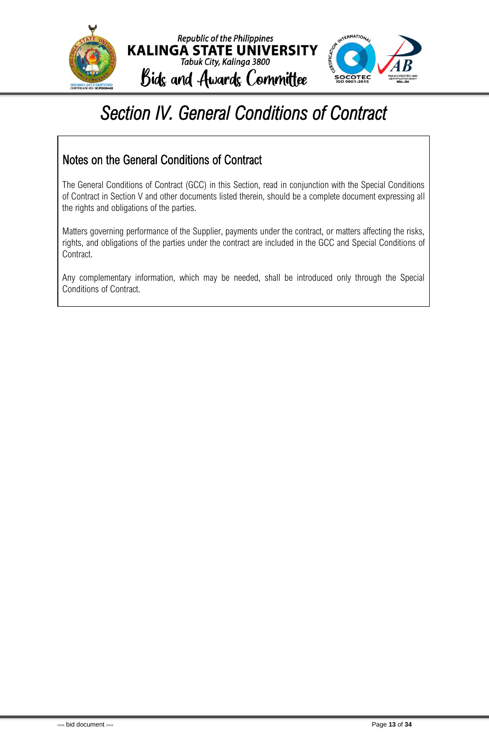# *Section IV. General Conditions of Contract*

## Notes on the General Conditions of Contract

The General Conditions of Contract (GCC) in this Section, read in conjunction with the Special Conditions of Contract in Section V and other documents listed therein, should be a complete document expressing all the rights and obligations of the parties.

Matters governing performance of the Supplier, payments under the contract, or matters affecting the risks, rights, and obligations of the parties under the contract are included in the GCC and Special Conditions of Contract.

Any complementary information, which may be needed, shall be introduced only through the Special Conditions of Contract.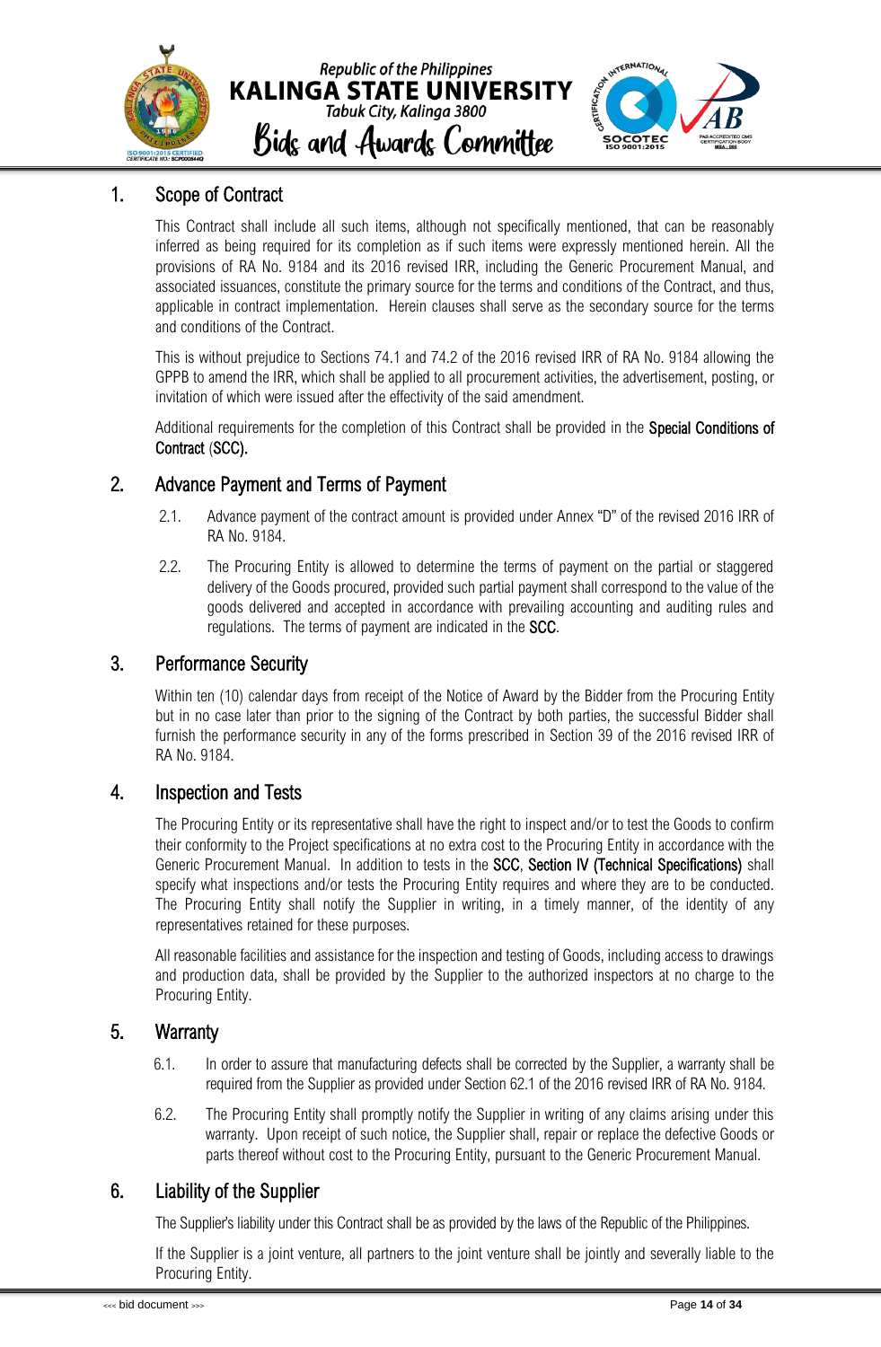## 1. Scope of Contract

This Contract shall include all such items, although not specifically mentioned, that can be reasonably inferred as being required for its completion as if such items were expressly mentioned herein. All the provisions of RA No. 9184 and its 2016 revised IRR, including the Generic Procurement Manual, and associated issuances, constitute the primary source for the terms and conditions of the Contract, and thus, applicable in contract implementation. Herein clauses shall serve as the secondary source for the terms and conditions of the Contract.

This is without prejudice to Sections 74.1 and 74.2 of the 2016 revised IRR of RA No. 9184 allowing the GPPB to amend the IRR, which shall be applied to all procurement activities, the advertisement, posting, or invitation of which were issued after the effectivity of the said amendment.

Additional requirements for the completion of this Contract shall be provided in the **Special Conditions of Contract** (**SCC**).

## 2. Advance Payment and Terms of Payment

2.1. Advance payment of the contract amount is provided under Annex "D" of the revised 2016 IRR of RA No. 9184.

2.2. The Procuring Entity is allowed to determine the terms of payment on the partial or staggered delivery of the Goods procured, provided such partial payment shall correspond to the value of the goods delivered and accepted in accordance with prevailing accounting and auditing rules and regulations. The terms of payment are indicated in the **SCC**.

## 3. Performance Security

Within ten (10) calendar days from receipt of the Notice of Award by the Bidder from the Procuring Entity but in no case later than prior to the signing of the Contract by both parties, the successful Bidder shall furnish the performance security in any of the forms prescribed in Section 39 of the 2016 revised IRR of RA No. 9184.

## 4. Inspection and Tests

The Procuring Entity or its representative shall have the right to inspect and/or to test the Goods to confirm their conformity to the Project specifications at no extra cost to the Procuring Entity in accordance with the Generic Procurement Manual. In addition to tests in the **SCC**, **Section IV (Technical Specifications)** shall specify what inspections and/or tests the Procuring Entity requires and where they are to be conducted. The Procuring Entity shall notify the Supplier in writing, in a timely manner, of the identity of any representatives retained for these purposes.

All reasonable facilities and assistance for the inspection and testing of Goods, including access to drawings and production data, shall be provided by the Supplier to the authorized inspectors at no charge to the Procuring Entity.

## 5. Warranty

6.1. In order to assure that manufacturing defects shall be corrected by the Supplier, a warranty shall be required from the Supplier as provided under Section 62.1 of the 2016 revised IRR of RA No. 9184.

6.2. The Procuring Entity shall promptly notify the Supplier in writing of any claims arising under this warranty. Upon receipt of such notice, the Supplier shall, repair or replace the defective Goods or parts thereof without cost to the Procuring Entity, pursuant to the Generic Procurement Manual.

## 6. Liability of the Supplier

The Supplier's liability under this Contract shall be as provided by the laws of the Republic of the Philippines.

If the Supplier is a joint venture, all partners to the joint venture shall be jointly and severally liable to the Procuring Entity.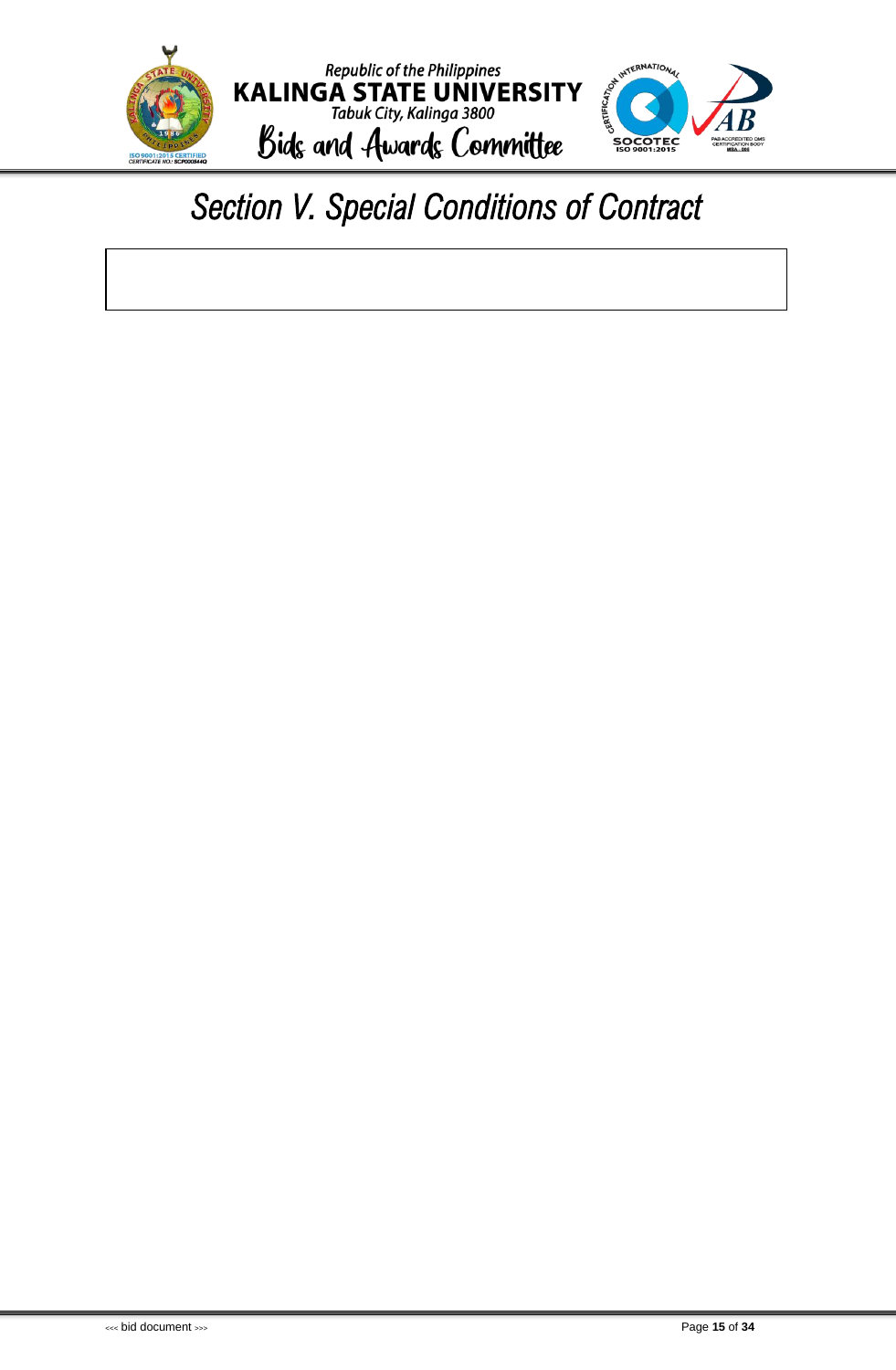# Section V. Special Conditions of Contract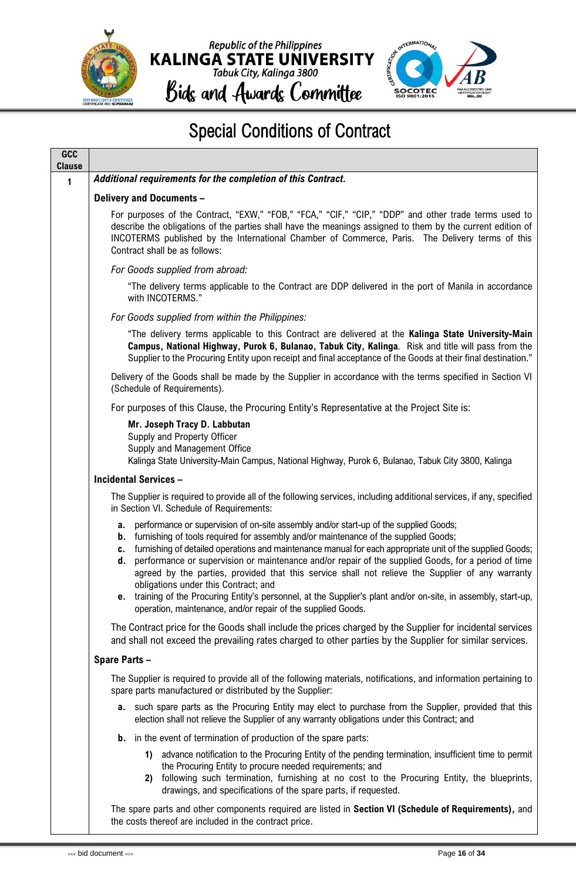# Special Conditions of Contract

| GCC Clause | |
|---|---|
| 1 | ***Additional requirements for the completion of this Contract.*** |

**Delivery and Documents –**

For purposes of the Contract, "EXW," "FOB," "FCA," "CIF," "CIP," "DDP" and other trade terms used to describe the obligations of the parties shall have the meanings assigned to them by the current edition of INCOTERMS published by the International Chamber of Commerce, Paris. The Delivery terms of this Contract shall be as follows:

*For Goods supplied from abroad:*

"The delivery terms applicable to the Contract are DDP delivered in the port of Manila in accordance with INCOTERMS."

*For Goods supplied from within the Philippines:*

"The delivery terms applicable to this Contract are delivered at the **Kalinga State University-Main Campus, National Highway, Purok 6, Bulanao, Tabuk City, Kalinga**. Risk and title will pass from the Supplier to the Procuring Entity upon receipt and final acceptance of the Goods at their final destination."

Delivery of the Goods shall be made by the Supplier in accordance with the terms specified in Section VI (Schedule of Requirements).

For purposes of this Clause, the Procuring Entity's Representative at the Project Site is:

**Mr. Joseph Tracy D. Labbutan**
Supply and Property Officer
Supply and Management Office
Kalinga State University-Main Campus, National Highway, Purok 6, Bulanao, Tabuk City 3800, Kalinga

**Incidental Services –**

The Supplier is required to provide all of the following services, including additional services, if any, specified in Section VI. Schedule of Requirements:

- **a.** performance or supervision of on-site assembly and/or start-up of the supplied Goods;
- **b.** furnishing of tools required for assembly and/or maintenance of the supplied Goods;
- **c.** furnishing of detailed operations and maintenance manual for each appropriate unit of the supplied Goods;
- **d.** performance or supervision or maintenance and/or repair of the supplied Goods, for a period of time agreed by the parties, provided that this service shall not relieve the Supplier of any warranty obligations under this Contract; and
- **e.** training of the Procuring Entity's personnel, at the Supplier's plant and/or on-site, in assembly, start-up, operation, maintenance, and/or repair of the supplied Goods.

The Contract price for the Goods shall include the prices charged by the Supplier for incidental services and shall not exceed the prevailing rates charged to other parties by the Supplier for similar services.

**Spare Parts –**

The Supplier is required to provide all of the following materials, notifications, and information pertaining to spare parts manufactured or distributed by the Supplier:

- **a.** such spare parts as the Procuring Entity may elect to purchase from the Supplier, provided that this election shall not relieve the Supplier of any warranty obligations under this Contract; and
- **b.** in the event of termination of production of the spare parts:
  1. advance notification to the Procuring Entity of the pending termination, insufficient time to permit the Procuring Entity to procure needed requirements; and
  2. following such termination, furnishing at no cost to the Procuring Entity, the blueprints, drawings, and specifications of the spare parts, if requested.

The spare parts and other components required are listed in **Section VI (Schedule of Requirements)**, and the costs thereof are included in the contract price.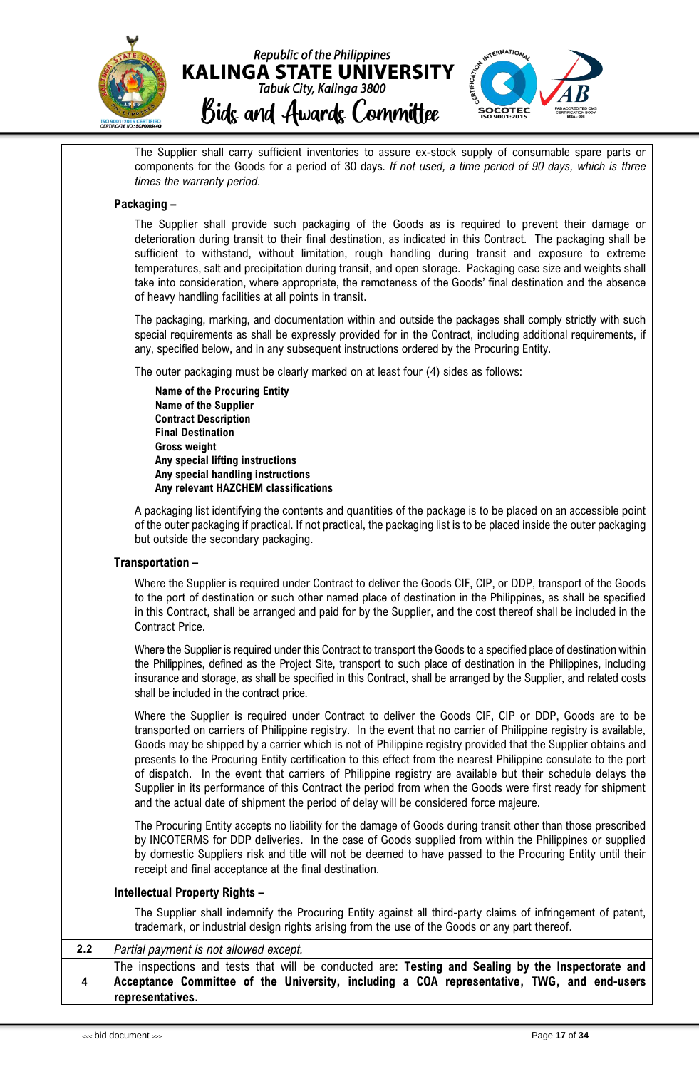| | |
|---|---|
| | The Supplier shall carry sufficient inventories to assure ex-stock supply of consumable spare parts or components for the Goods for a period of 30 days. *If not used, a time period of 90 days, which is three times the warranty period.*<br><br>**Packaging –**<br><br>The Supplier shall provide such packaging of the Goods as is required to prevent their damage or deterioration during transit to their final destination, as indicated in this Contract. The packaging shall be sufficient to withstand, without limitation, rough handling during transit and exposure to extreme temperatures, salt and precipitation during transit, and open storage. Packaging case size and weights shall take into consideration, where appropriate, the remoteness of the Goods' final destination and the absence of heavy handling facilities at all points in transit.<br><br>The packaging, marking, and documentation within and outside the packages shall comply strictly with such special requirements as shall be expressly provided for in the Contract, including additional requirements, if any, specified below, and in any subsequent instructions ordered by the Procuring Entity.<br><br>The outer packaging must be clearly marked on at least four (4) sides as follows:<br><br>**Name of the Procuring Entity**<br>**Name of the Supplier**<br>**Contract Description**<br>**Final Destination**<br>**Gross weight**<br>**Any special lifting instructions**<br>**Any special handling instructions**<br>**Any relevant HAZCHEM classifications**<br><br>A packaging list identifying the contents and quantities of the package is to be placed on an accessible point of the outer packaging if practical. If not practical, the packaging list is to be placed inside the outer packaging but outside the secondary packaging.<br><br>**Transportation –**<br><br>Where the Supplier is required under Contract to deliver the Goods CIF, CIP, or DDP, transport of the Goods to the port of destination or such other named place of destination in the Philippines, as shall be specified in this Contract, shall be arranged and paid for by the Supplier, and the cost thereof shall be included in the Contract Price.<br><br>Where the Supplier is required under this Contract to transport the Goods to a specified place of destination within the Philippines, defined as the Project Site, transport to such place of destination in the Philippines, including insurance and storage, as shall be specified in this Contract, shall be arranged by the Supplier, and related costs shall be included in the contract price.<br><br>Where the Supplier is required under Contract to deliver the Goods CIF, CIP or DDP, Goods are to be transported on carriers of Philippine registry. In the event that no carrier of Philippine registry is available, Goods may be shipped by a carrier which is not of Philippine registry provided that the Supplier obtains and presents to the Procuring Entity certification to this effect from the nearest Philippine consulate to the port of dispatch. In the event that carriers of Philippine registry are available but their schedule delays the Supplier in its performance of this Contract the period from when the Goods were first ready for shipment and the actual date of shipment the period of delay will be considered force majeure.<br><br>The Procuring Entity accepts no liability for the damage of Goods during transit other than those prescribed by INCOTERMS for DDP deliveries. In the case of Goods supplied from within the Philippines or supplied by domestic Suppliers risk and title will not be deemed to have passed to the Procuring Entity until their receipt and final acceptance at the final destination.<br><br>**Intellectual Property Rights –**<br><br>The Supplier shall indemnify the Procuring Entity against all third-party claims of infringement of patent, trademark, or industrial design rights arising from the use of the Goods or any part thereof. |
| **2.2** | *Partial payment is not allowed except.* |
| **4** | The inspections and tests that will be conducted are: **Testing and Sealing by the Inspectorate and Acceptance Committee of the University, including a COA representative, TWG, and end-users representatives.** |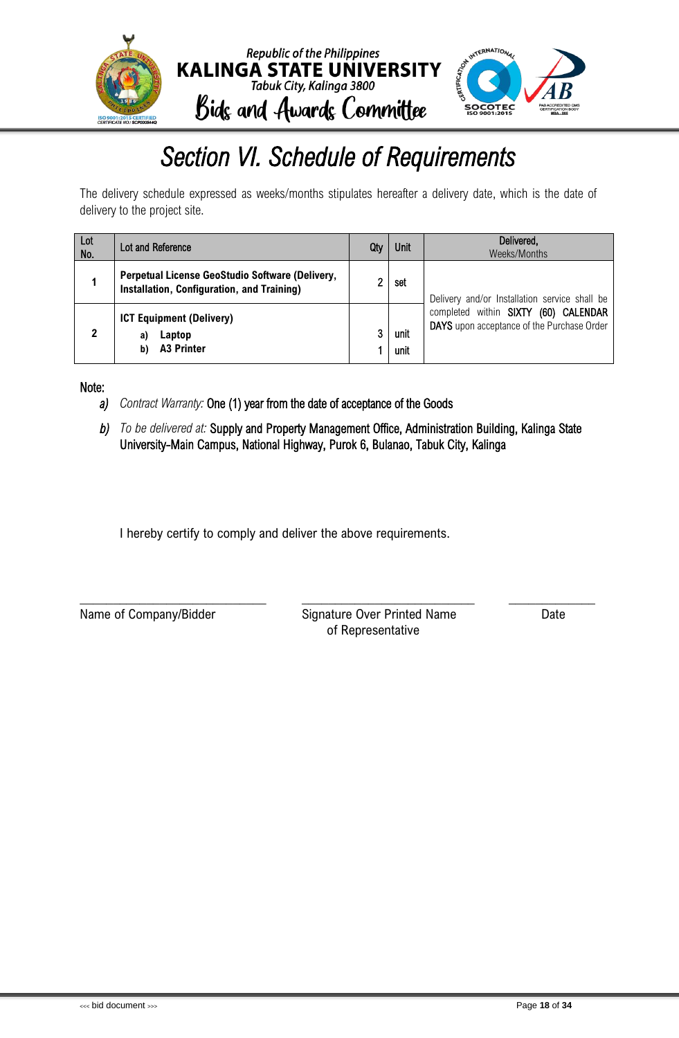# Section VI. Schedule of Requirements

The delivery schedule expressed as weeks/months stipulates hereafter a delivery date, which is the date of delivery to the project site.

| Lot No. | Lot and Reference | Qty | Unit | Delivered, Weeks/Months |
|---|---|---|---|---|
| 1 | **Perpetual License GeoStudio Software (Delivery, Installation, Configuration, and Training)** | 2 | set | Delivery and/or Installation service shall be completed within SIXTY (60) CALENDAR DAYS upon acceptance of the Purchase Order |
| 2 | **ICT Equipment (Delivery)**<br>**a) Laptop**<br>**b) A3 Printer** | <br>3<br>1 | <br>unit<br>unit | |

Note:

a) *Contract Warranty:* One (1) year from the date of acceptance of the Goods

b) *To be delivered at:* Supply and Property Management Office, Administration Building, Kalinga State University-Main Campus, National Highway, Purok 6, Bulanao, Tabuk City, Kalinga

I hereby certify to comply and deliver the above requirements.

\_\_\_\_\_\_\_\_\_\_\_\_\_\_\_\_\_\_\_\_\_\_\_\_\_\_\_\_ \_\_\_\_\_\_\_\_\_\_\_\_\_\_\_\_\_\_\_\_\_\_\_\_\_\_\_\_ \_\_\_\_\_\_\_\_\_\_\_\_\_\_

Name of Company/Bidder    Signature Over Printed Name of Representative    Date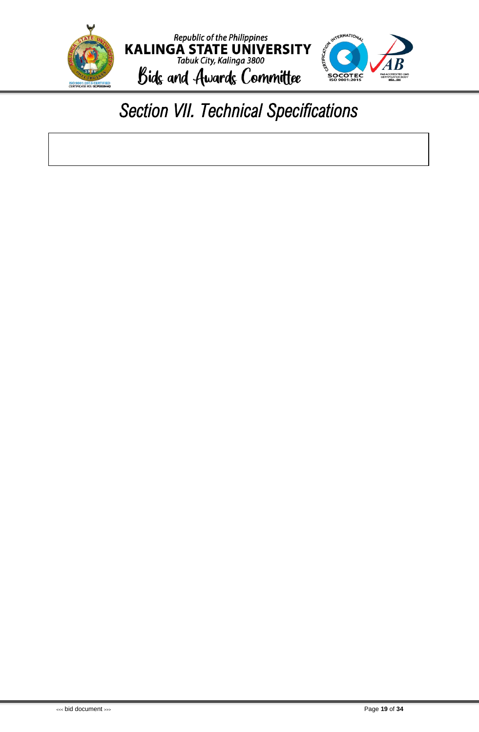# Section VII. Technical Specifications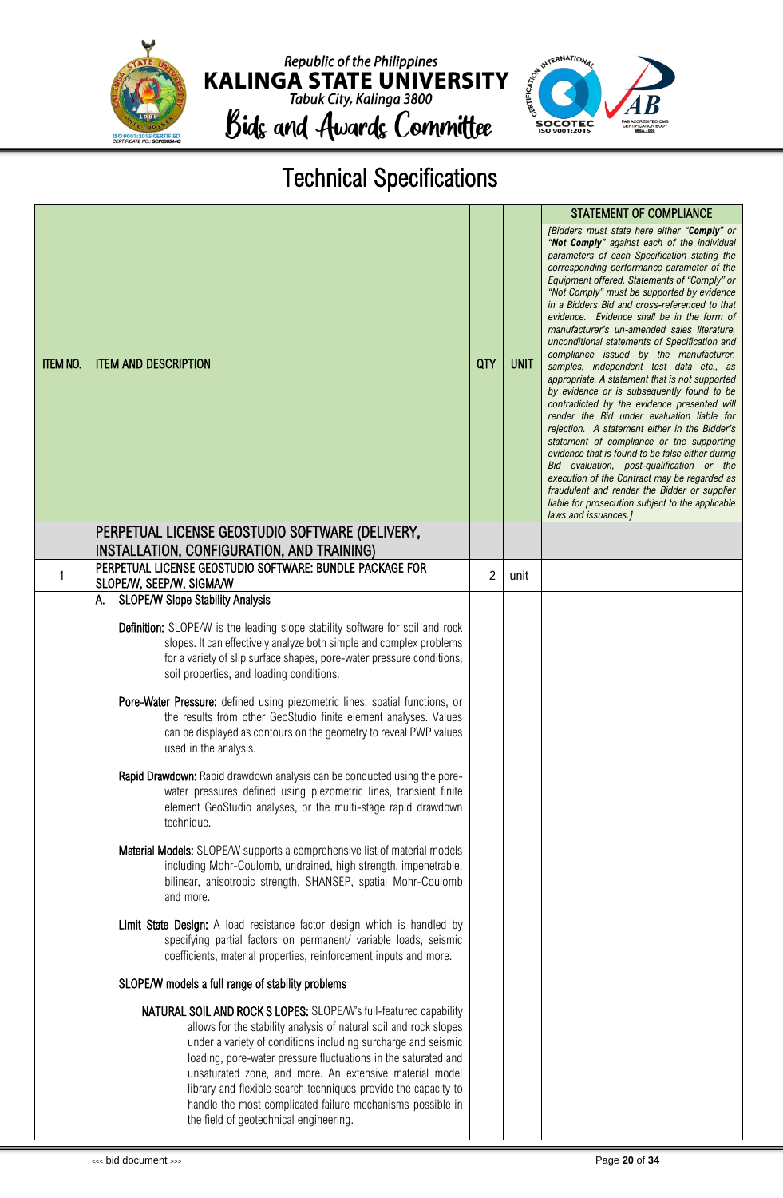# Technical Specifications

| ITEM NO. | ITEM AND DESCRIPTION | QTY | UNIT | STATEMENT OF COMPLIANCE<br>*[Bidders must state here either "**Comply**" or "**Not Comply**" against each of the individual parameters of each Specification stating the corresponding performance parameter of the Equipment offered. Statements of "Comply" or "Not Comply" must be supported by evidence in a Bidders Bid and cross-referenced to that evidence. Evidence shall be in the form of manufacturer's un-amended sales literature, unconditional statements of Specification and compliance issued by the manufacturer, samples, independent test data etc., as appropriate. A statement that is not supported by evidence or is subsequently found to be contradicted by the evidence presented will render the Bid under evaluation liable for rejection. A statement either in the Bidder's statement of compliance or the supporting evidence that is found to be false either during Bid evaluation, post-qualification or the execution of the Contract may be regarded as fraudulent and render the Bidder or supplier liable for prosecution subject to the applicable laws and issuances.]* |
|---|---|---|---|---|
| | PERPETUAL LICENSE GEOSTUDIO SOFTWARE (DELIVERY, INSTALLATION, CONFIGURATION, AND TRAINING) | | | |
| 1 | PERPETUAL LICENSE GEOSTUDIO SOFTWARE: BUNDLE PACKAGE FOR SLOPE/W, SEEP/W, SIGMA/W | 2 | unit | |
| | A. SLOPE/W Slope Stability Analysis<br><br>**Definition:** SLOPE/W is the leading slope stability software for soil and rock slopes. It can effectively analyze both simple and complex problems for a variety of slip surface shapes, pore-water pressure conditions, soil properties, and loading conditions.<br><br>**Pore-Water Pressure:** defined using piezometric lines, spatial functions, or the results from other GeoStudio finite element analyses. Values can be displayed as contours on the geometry to reveal PWP values used in the analysis.<br><br>**Rapid Drawdown:** Rapid drawdown analysis can be conducted using the pore-water pressures defined using piezometric lines, transient finite element GeoStudio analyses, or the multi-stage rapid drawdown technique.<br><br>**Material Models:** SLOPE/W supports a comprehensive list of material models including Mohr-Coulomb, undrained, high strength, impenetrable, bilinear, anisotropic strength, SHANSEP, spatial Mohr-Coulomb and more.<br><br>**Limit State Design:** A load resistance factor design which is handled by specifying partial factors on permanent/ variable loads, seismic coefficients, material properties, reinforcement inputs and more.<br><br>SLOPE/W models a full range of stability problems<br><br>**NATURAL SOIL AND ROCK S LOPES:** SLOPE/W's full-featured capability allows for the stability analysis of natural soil and rock slopes under a variety of conditions including surcharge and seismic loading, pore-water pressure fluctuations in the saturated and unsaturated zone, and more. An extensive material model library and flexible search techniques provide the capacity to handle the most complicated failure mechanisms possible in the field of geotechnical engineering. | | | |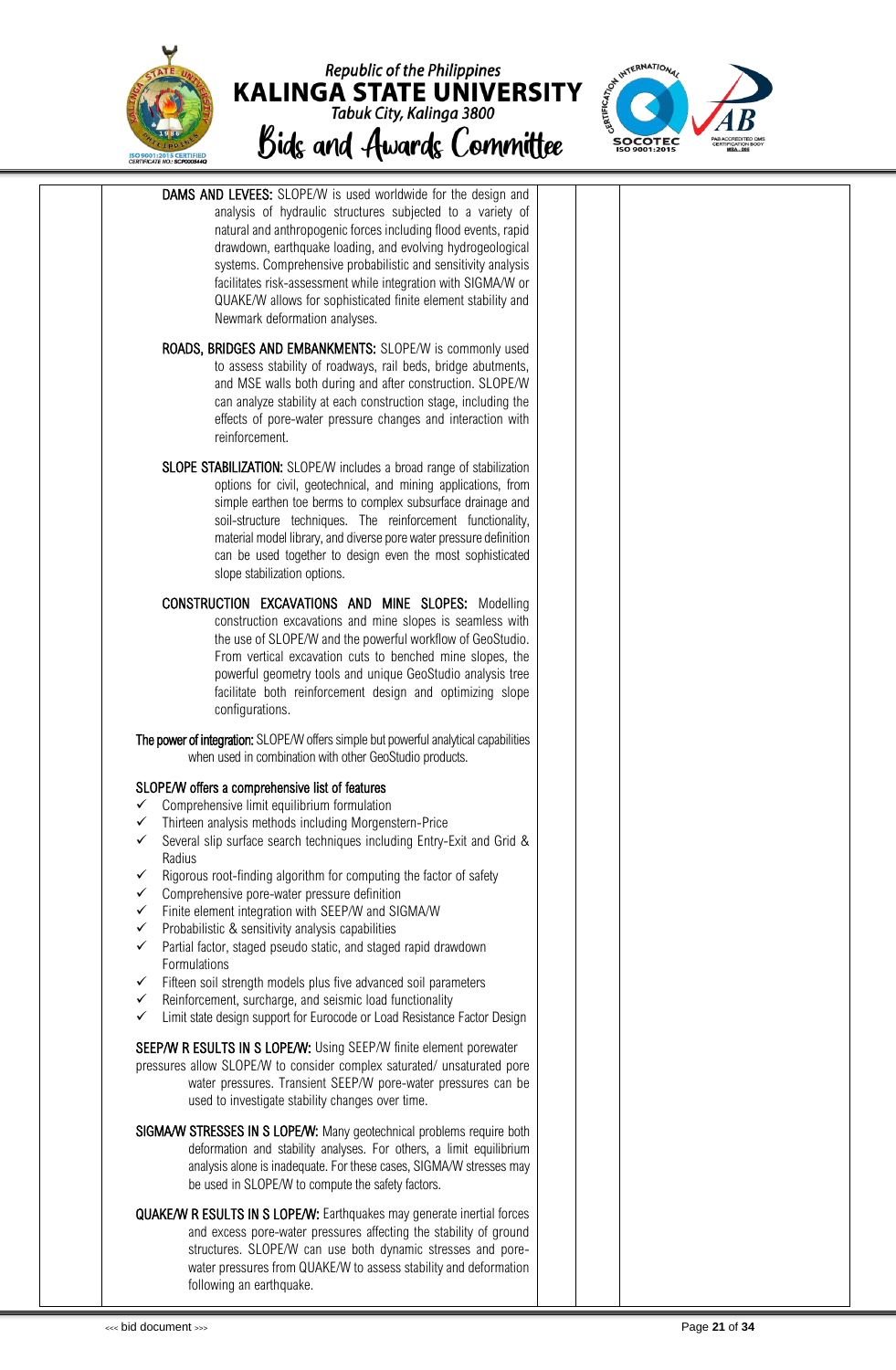**DAMS AND LEVEES:** SLOPE/W is used worldwide for the design and analysis of hydraulic structures subjected to a variety of natural and anthropogenic forces including flood events, rapid drawdown, earthquake loading, and evolving hydrogeological systems. Comprehensive probabilistic and sensitivity analysis facilitates risk-assessment while integration with SIGMA/W or QUAKE/W allows for sophisticated finite element stability and Newmark deformation analyses.

**ROADS, BRIDGES AND EMBANKMENTS:** SLOPE/W is commonly used to assess stability of roadways, rail beds, bridge abutments, and MSE walls both during and after construction. SLOPE/W can analyze stability at each construction stage, including the effects of pore-water pressure changes and interaction with reinforcement.

**SLOPE STABILIZATION:** SLOPE/W includes a broad range of stabilization options for civil, geotechnical, and mining applications, from simple earthen toe berms to complex subsurface drainage and soil-structure techniques. The reinforcement functionality, material model library, and diverse pore water pressure definition can be used together to design even the most sophisticated slope stabilization options.

**CONSTRUCTION EXCAVATIONS AND MINE SLOPES:** Modelling construction excavations and mine slopes is seamless with the use of SLOPE/W and the powerful workflow of GeoStudio. From vertical excavation cuts to benched mine slopes, the powerful geometry tools and unique GeoStudio analysis tree facilitate both reinforcement design and optimizing slope configurations.

**The power of integration:** SLOPE/W offers simple but powerful analytical capabilities when used in combination with other GeoStudio products.

SLOPE/W offers a comprehensive list of features

- ✓ Comprehensive limit equilibrium formulation
- ✓ Thirteen analysis methods including Morgenstern-Price
- ✓ Several slip surface search techniques including Entry-Exit and Grid & Radius
- ✓ Rigorous root-finding algorithm for computing the factor of safety
- ✓ Comprehensive pore-water pressure definition
- ✓ Finite element integration with SEEP/W and SIGMA/W
- ✓ Probabilistic & sensitivity analysis capabilities
- ✓ Partial factor, staged pseudo static, and staged rapid drawdown Formulations
- ✓ Fifteen soil strength models plus five advanced soil parameters
- ✓ Reinforcement, surcharge, and seismic load functionality
- ✓ Limit state design support for Eurocode or Load Resistance Factor Design

**SEEP/W R ESULTS IN S LOPE/W:** Using SEEP/W finite element porewater pressures allow SLOPE/W to consider complex saturated/ unsaturated pore water pressures. Transient SEEP/W pore-water pressures can be used to investigate stability changes over time.

**SIGMA/W STRESSES IN S LOPE/W:** Many geotechnical problems require both deformation and stability analyses. For others, a limit equilibrium analysis alone is inadequate. For these cases, SIGMA/W stresses may be used in SLOPE/W to compute the safety factors.

**QUAKE/W R ESULTS IN S LOPE/W:** Earthquakes may generate inertial forces and excess pore-water pressures affecting the stability of ground structures. SLOPE/W can use both dynamic stresses and pore-water pressures from QUAKE/W to assess stability and deformation following an earthquake.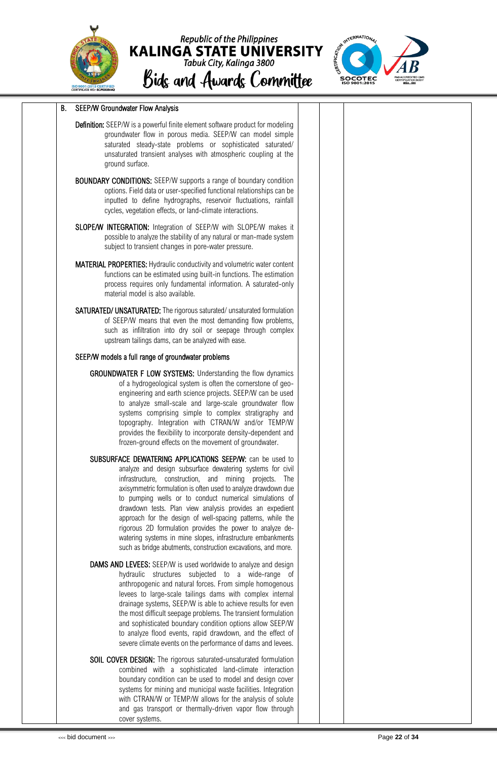| | B. SEEP/W Groundwater Flow Analysis | | | |
|---|---|---|---|---|
| | **Definition:** SEEP/W is a powerful finite element software product for modeling groundwater flow in porous media. SEEP/W can model simple saturated steady-state problems or sophisticated saturated/ unsaturated transient analyses with atmospheric coupling at the ground surface. | | | |
| | **BOUNDARY CONDITIONS:** SEEP/W supports a range of boundary condition options. Field data or user-specified functional relationships can be inputted to define hydrographs, reservoir fluctuations, rainfall cycles, vegetation effects, or land-climate interactions. | | | |
| | **SLOPE/W INTEGRATION:** Integration of SEEP/W with SLOPE/W makes it possible to analyze the stability of any natural or man-made system subject to transient changes in pore-water pressure. | | | |
| | **MATERIAL PROPERTIES:** Hydraulic conductivity and volumetric water content functions can be estimated using built-in functions. The estimation process requires only fundamental information. A saturated-only material model is also available. | | | |
| | **SATURATED/ UNSATURATED:** The rigorous saturated/ unsaturated formulation of SEEP/W means that even the most demanding flow problems, such as infiltration into dry soil or seepage through complex upstream tailings dams, can be analyzed with ease. | | | |
| | SEEP/W models a full range of groundwater problems | | | |
| | **GROUNDWATER F LOW SYSTEMS:** Understanding the flow dynamics of a hydrogeological system is often the cornerstone of geo-engineering and earth science projects. SEEP/W can be used to analyze small-scale and large-scale groundwater flow systems comprising simple to complex stratigraphy and topography. Integration with CTRAN/W and/or TEMP/W provides the flexibility to incorporate density-dependent and frozen-ground effects on the movement of groundwater. | | | |
| | **SUBSURFACE DEWATERING APPLICATIONS SEEP/W:** can be used to analyze and design subsurface dewatering systems for civil infrastructure, construction, and mining projects. The axisymmetric formulation is often used to analyze drawdown due to pumping wells or to conduct numerical simulations of drawdown tests. Plan view analysis provides an expedient approach for the design of well-spacing patterns, while the rigorous 2D formulation provides the power to analyze de-watering systems in mine slopes, infrastructure embankments such as bridge abutments, construction excavations, and more. | | | |
| | **DAMS AND LEVEES:** SEEP/W is used worldwide to analyze and design hydraulic structures subjected to a wide-range of anthropogenic and natural forces. From simple homogenous levees to large-scale tailings dams with complex internal drainage systems, SEEP/W is able to achieve results for even the most difficult seepage problems. The transient formulation and sophisticated boundary condition options allow SEEP/W to analyze flood events, rapid drawdown, and the effect of severe climate events on the performance of dams and levees. | | | |
| | **SOIL COVER DESIGN:** The rigorous saturated-unsaturated formulation combined with a sophisticated land-climate interaction boundary condition can be used to model and design cover systems for mining and municipal waste facilities. Integration with CTRAN/W or TEMP/W allows for the analysis of solute and gas transport or thermally-driven vapor flow through cover systems. | | | |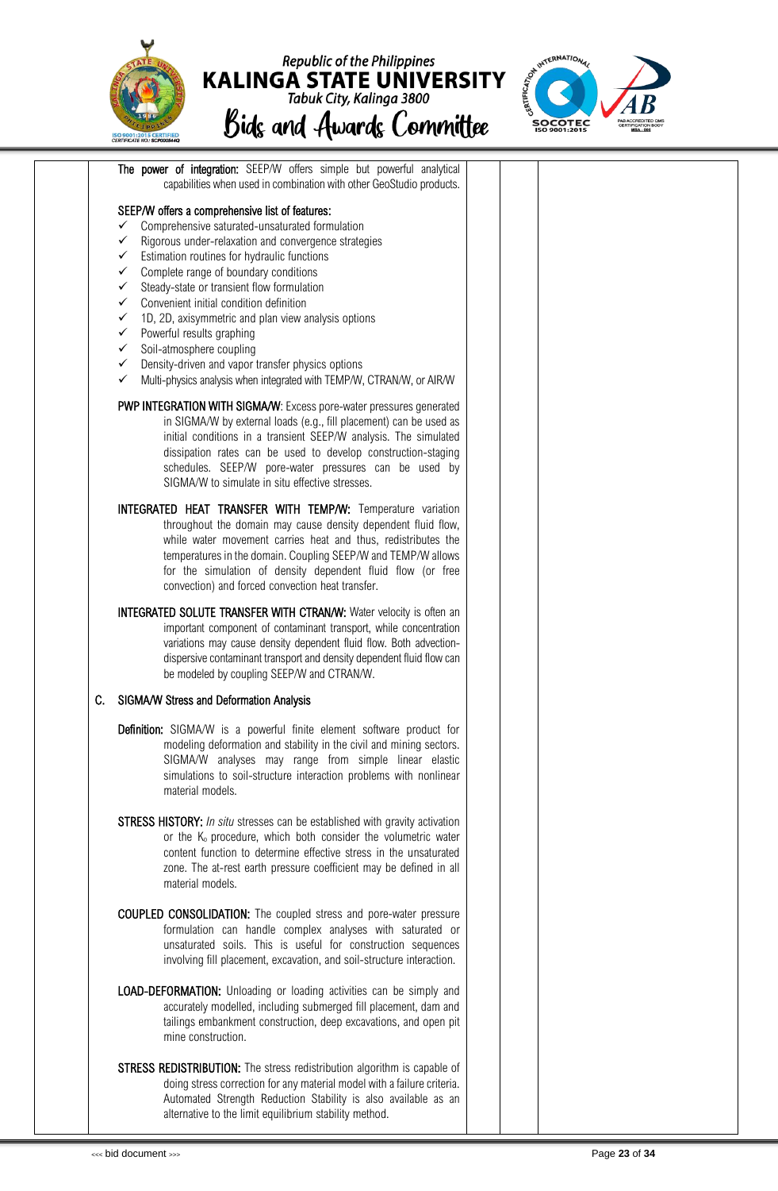**The power of integration:** SEEP/W offers simple but powerful analytical capabilities when used in combination with other GeoStudio products.

SEEP/W offers a comprehensive list of features:

- ✓ Comprehensive saturated-unsaturated formulation
- ✓ Rigorous under-relaxation and convergence strategies
- ✓ Estimation routines for hydraulic functions
- ✓ Complete range of boundary conditions
- ✓ Steady-state or transient flow formulation
- ✓ Convenient initial condition definition
- ✓ 1D, 2D, axisymmetric and plan view analysis options
- ✓ Powerful results graphing
- ✓ Soil-atmosphere coupling
- ✓ Density-driven and vapor transfer physics options
- ✓ Multi-physics analysis when integrated with TEMP/W, CTRAN/W, or AIR/W

**PWP INTEGRATION WITH SIGMA/W**: Excess pore-water pressures generated in SIGMA/W by external loads (e.g., fill placement) can be used as initial conditions in a transient SEEP/W analysis. The simulated dissipation rates can be used to develop construction-staging schedules. SEEP/W pore-water pressures can be used by SIGMA/W to simulate in situ effective stresses.

**INTEGRATED HEAT TRANSFER WITH TEMP/W:** Temperature variation throughout the domain may cause density dependent fluid flow, while water movement carries heat and thus, redistributes the temperatures in the domain. Coupling SEEP/W and TEMP/W allows for the simulation of density dependent fluid flow (or free convection) and forced convection heat transfer.

**INTEGRATED SOLUTE TRANSFER WITH CTRAN/W:** Water velocity is often an important component of contaminant transport, while concentration variations may cause density dependent fluid flow. Both advection-dispersive contaminant transport and density dependent fluid flow can be modeled by coupling SEEP/W and CTRAN/W.

C. SIGMA/W Stress and Deformation Analysis

**Definition:** SIGMA/W is a powerful finite element software product for modeling deformation and stability in the civil and mining sectors. SIGMA/W analyses may range from simple linear elastic simulations to soil-structure interaction problems with nonlinear material models.

**STRESS HISTORY:** *In situ* stresses can be established with gravity activation or the $K_o$ procedure, which both consider the volumetric water content function to determine effective stress in the unsaturated zone. The at-rest earth pressure coefficient may be defined in all material models.

**COUPLED CONSOLIDATION:** The coupled stress and pore-water pressure formulation can handle complex analyses with saturated or unsaturated soils. This is useful for construction sequences involving fill placement, excavation, and soil-structure interaction.

**LOAD-DEFORMATION:** Unloading or loading activities can be simply and accurately modelled, including submerged fill placement, dam and tailings embankment construction, deep excavations, and open pit mine construction.

**STRESS REDISTRIBUTION:** The stress redistribution algorithm is capable of doing stress correction for any material model with a failure criteria. Automated Strength Reduction Stability is also available as an alternative to the limit equilibrium stability method.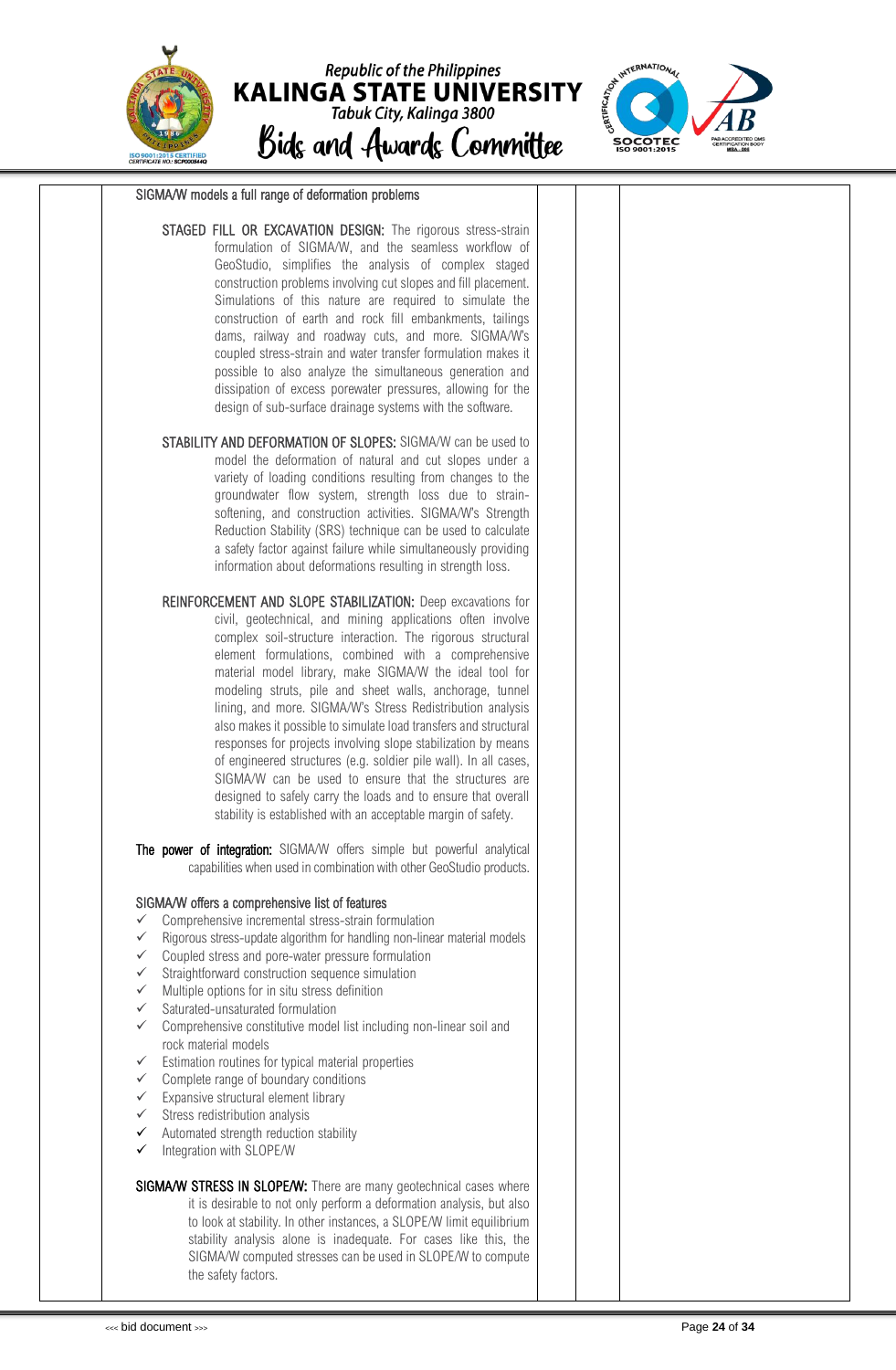| | | | | |
|---|---|---|---|---|
| | SIGMA/W models a full range of deformation problems<br><br>**STAGED FILL OR EXCAVATION DESIGN:** The rigorous stress-strain formulation of SIGMA/W, and the seamless workflow of GeoStudio, simplifies the analysis of complex staged construction problems involving cut slopes and fill placement. Simulations of this nature are required to simulate the construction of earth and rock fill embankments, tailings dams, railway and roadway cuts, and more. SIGMA/W's coupled stress-strain and water transfer formulation makes it possible to also analyze the simultaneous generation and dissipation of excess porewater pressures, allowing for the design of sub-surface drainage systems with the software.<br><br>**STABILITY AND DEFORMATION OF SLOPES:** SIGMA/W can be used to model the deformation of natural and cut slopes under a variety of loading conditions resulting from changes to the groundwater flow system, strength loss due to strain-softening, and construction activities. SIGMA/W's Strength Reduction Stability (SRS) technique can be used to calculate a safety factor against failure while simultaneously providing information about deformations resulting in strength loss.<br><br>**REINFORCEMENT AND SLOPE STABILIZATION:** Deep excavations for civil, geotechnical, and mining applications often involve complex soil-structure interaction. The rigorous structural element formulations, combined with a comprehensive material model library, make SIGMA/W the ideal tool for modeling struts, pile and sheet walls, anchorage, tunnel lining, and more. SIGMA/W's Stress Redistribution analysis also makes it possible to simulate load transfers and structural responses for projects involving slope stabilization by means of engineered structures (e.g. soldier pile wall). In all cases, SIGMA/W can be used to ensure that the structures are designed to safely carry the loads and to ensure that overall stability is established with an acceptable margin of safety.<br><br>**The power of integration:** SIGMA/W offers simple but powerful analytical capabilities when used in combination with other GeoStudio products.<br><br>SIGMA/W offers a comprehensive list of features<br>✓ Comprehensive incremental stress-strain formulation<br>✓ Rigorous stress-update algorithm for handling non-linear material models<br>✓ Coupled stress and pore-water pressure formulation<br>✓ Straightforward construction sequence simulation<br>✓ Multiple options for in situ stress definition<br>✓ Saturated-unsaturated formulation<br>✓ Comprehensive constitutive model list including non-linear soil and rock material models<br>✓ Estimation routines for typical material properties<br>✓ Complete range of boundary conditions<br>✓ Expansive structural element library<br>✓ Stress redistribution analysis<br>✓ Automated strength reduction stability<br>✓ Integration with SLOPE/W<br><br>**SIGMA/W STRESS IN SLOPE/W:** There are many geotechnical cases where it is desirable to not only perform a deformation analysis, but also to look at stability. In other instances, a SLOPE/W limit equilibrium stability analysis alone is inadequate. For cases like this, the SIGMA/W computed stresses can be used in SLOPE/W to compute the safety factors. | | | |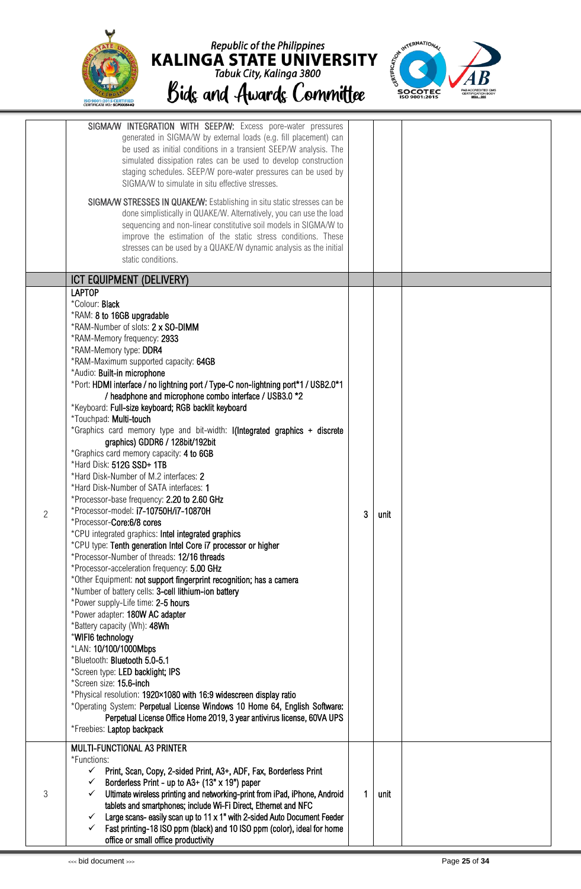| | | | | |
|---|---|---|---|---|
| | **SIGMA/W INTEGRATION WITH SEEP/W:** Excess pore-water pressures generated in SIGMA/W by external loads (e.g. fill placement) can be used as initial conditions in a transient SEEP/W analysis. The simulated dissipation rates can be used to develop construction staging schedules. SEEP/W pore-water pressures can be used by SIGMA/W to simulate in situ effective stresses.<br><br>**SIGMA/W STRESSES IN QUAKE/W:** Establishing in situ static stresses can be done simplistically in QUAKE/W. Alternatively, you can use the load sequencing and non-linear constitutive soil models in SIGMA/W to improve the estimation of the static stress conditions. These stresses can be used by a QUAKE/W dynamic analysis as the initial static conditions. | | | |
| | **ICT EQUIPMENT (DELIVERY)** | | | |
| 2 | **LAPTOP**<br>*Colour: **Black**<br>*RAM: **8 to 16GB upgradable**<br>*RAM-Number of slots: **2 x SO-DIMM**<br>*RAM-Memory frequency: **2933**<br>*RAM-Memory type: **DDR4**<br>*RAM-Maximum supported capacity: **64GB**<br>*Audio: **Built-in microphone**<br>*Port: **HDMI interface / no lightning port / Type-C non-lightning port*1 / USB2.0*1 / headphone and microphone combo interface / USB3.0 *2**<br>*Keyboard: **Full-size keyboard; RGB backlit keyboard**<br>*Touchpad: **Multi-touch**<br>*Graphics card memory type and bit-width: **I(Integrated graphics + discrete graphics) GDDR6 / 128bit/192bit**<br>*Graphics card memory capacity: **4 to 6GB**<br>*Hard Disk: **512G SSD+ 1TB**<br>*Hard Disk-Number of M.2 interfaces: **2**<br>*Hard Disk-Number of SATA interfaces: **1**<br>*Processor-base frequency: **2.20 to 2.60 GHz**<br>*Processor-model: **i7-10750H/i7-10870H**<br>*Processor-**Core:6/8 cores**<br>*CPU integrated graphics: **Intel integrated graphics**<br>*CPU type: **Tenth generation Intel Core i7 processor or higher**<br>*Processor-Number of threads: **12/16 threads**<br>*Processor-acceleration frequency: **5.00 GHz**<br>*Other Equipment: **not support fingerprint recognition; has a camera**<br>*Number of battery cells: **3-cell lithium-ion battery**<br>*Power supply-Life time: **2-5 hours**<br>*Power adapter: **180W AC adapter**<br>*Battery capacity (Wh): **48Wh**<br>***WIFI6 technology**<br>*LAN: **10/100/1000Mbps**<br>*Bluetooth: **Bluetooth 5.0-5.1**<br>*Screen type: **LED backlight; IPS**<br>*Screen size: **15.6-inch**<br>*Physical resolution: **1920×1080 with 16:9 widescreen display ratio**<br>*Operating System: **Perpetual License Windows 10 Home 64, English Software: Perpetual License Office Home 2019, 3 year antivirus license, 60VA UPS**<br>*Freebies: **Laptop backpack** | 3 | unit | |
| 3 | **MULTI-FUNCTIONAL A3 PRINTER**<br>*Functions:<br>✓ Print, Scan, Copy, 2-sided Print, A3+, ADF, Fax, Borderless Print<br>✓ Borderless Print - up to A3+ (13" x 19") paper<br>✓ Ultimate wireless printing and networking-print from iPad, iPhone, Android tablets and smartphones; include Wi-Fi Direct, Ethernet and NFC<br>✓ Large scans- easily scan up to 11 x 1" with 2-sided Auto Document Feeder<br>✓ Fast printing-18 ISO ppm (black) and 10 ISO ppm (color), ideal for home office or small office productivity | 1 | unit | |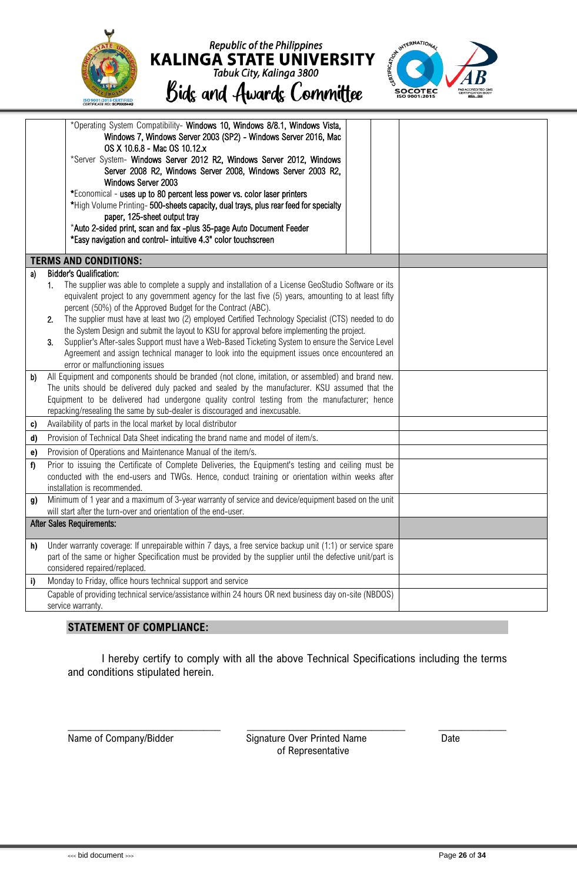|  |  |  |  |  |
|---|---|---|---|---|
|  | *Operating System Compatibility- Windows 10, Windows 8/8.1, Windows Vista, Windows 7, Windows Server 2003 (SP2) - Windows Server 2016, Mac OS X 10.6.8 - Mac OS 10.12.x<br>*Server System- Windows Server 2012 R2, Windows Server 2012, Windows Server 2008 R2, Windows Server 2008, Windows Server 2003 R2, Windows Server 2003<br>*Economical - uses up to 80 percent less power vs. color laser printers<br>*High Volume Printing- 500-sheets capacity, dual trays, plus rear feed for specialty paper, 125-sheet output tray<br>*Auto 2-sided print, scan and fax -plus 35-page Auto Document Feeder<br>*Easy navigation and control- intuitive 4.3" color touchscreen |  |  |  |

| TERMS AND CONDITIONS: |  |  |
|---|---|---|
| a) | Bidder's Qualification:<br>1. The supplier was able to complete a supply and installation of a License GeoStudio Software or its equivalent project to any government agency for the last five (5) years, amounting to at least fifty percent (50%) of the Approved Budget for the Contract (ABC).<br>2. The supplier must have at least two (2) employed Certified Technology Specialist (CTS) needed to do the System Design and submit the layout to KSU for approval before implementing the project.<br>3. Supplier's After-sales Support must have a Web-Based Ticketing System to ensure the Service Level Agreement and assign technical manager to look into the equipment issues once encountered an error or malfunctioning issues |  |
| b) | All Equipment and components should be branded (not clone, imitation, or assembled) and brand new. The units should be delivered duly packed and sealed by the manufacturer. KSU assumed that the Equipment to be delivered had undergone quality control testing from the manufacturer; hence repacking/resealing the same by sub-dealer is discouraged and inexcusable. |  |
| c) | Availability of parts in the local market by local distributor |  |
| d) | Provision of Technical Data Sheet indicating the brand name and model of item/s. |  |
| e) | Provision of Operations and Maintenance Manual of the item/s. |  |
| f) | Prior to issuing the Certificate of Complete Deliveries, the Equipment's testing and ceiling must be conducted with the end-users and TWGs. Hence, conduct training or orientation within weeks after installation is recommended. |  |
| g) | Minimum of 1 year and a maximum of 3-year warranty of service and device/equipment based on the unit will start after the turn-over and orientation of the end-user. |  |
| After Sales Requirements: |  |  |
| h) | Under warranty coverage: If unrepairable within 7 days, a free service backup unit (1:1) or service spare part of the same or higher Specification must be provided by the supplier until the defective unit/part is considered repaired/replaced. |  |
| i) | Monday to Friday, office hours technical support and service |  |
|  | Capable of providing technical service/assistance within 24 hours OR next business day on-site (NBDOS) service warranty. |  |

**STATEMENT OF COMPLIANCE:**

I hereby certify to comply with all the above Technical Specifications including the terms and conditions stipulated herein.

\_\_\_\_\_\_\_\_\_\_\_\_\_\_\_\_\_\_\_\_\_\_\_\_\_\_\_\_ \_\_\_\_\_\_\_\_\_\_\_\_\_\_\_\_\_\_\_\_\_\_\_\_\_\_\_\_\_\_ \_\_\_\_\_\_\_\_\_\_\_\_\_

Name of Company/Bidder | Signature Over Printed Name of Representative | Date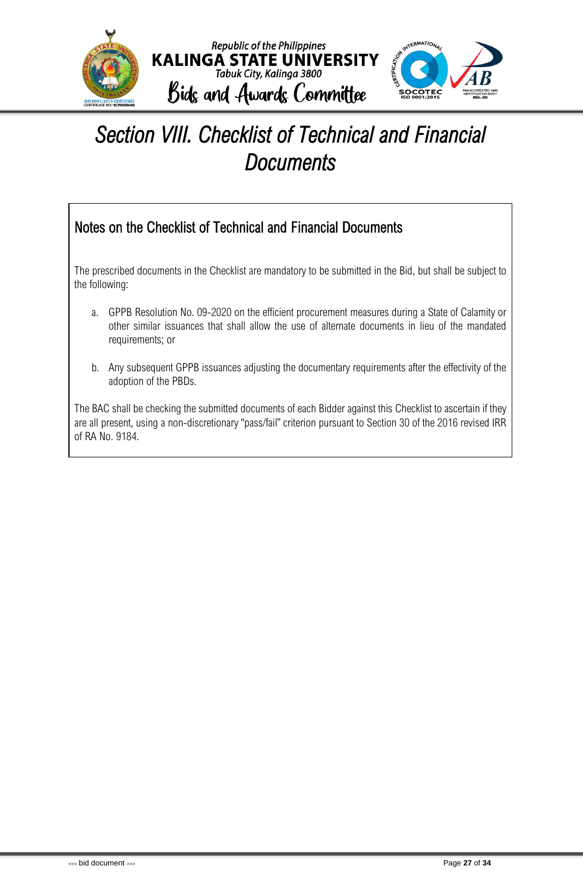# *Section VIII. Checklist of Technical and Financial Documents*

## Notes on the Checklist of Technical and Financial Documents

The prescribed documents in the Checklist are mandatory to be submitted in the Bid, but shall be subject to the following:

a. GPPB Resolution No. 09-2020 on the efficient procurement measures during a State of Calamity or other similar issuances that shall allow the use of alternate documents in lieu of the mandated requirements; or

b. Any subsequent GPPB issuances adjusting the documentary requirements after the effectivity of the adoption of the PBDs.

The BAC shall be checking the submitted documents of each Bidder against this Checklist to ascertain if they are all present, using a non-discretionary "pass/fail" criterion pursuant to Section 30 of the 2016 revised IRR of RA No. 9184.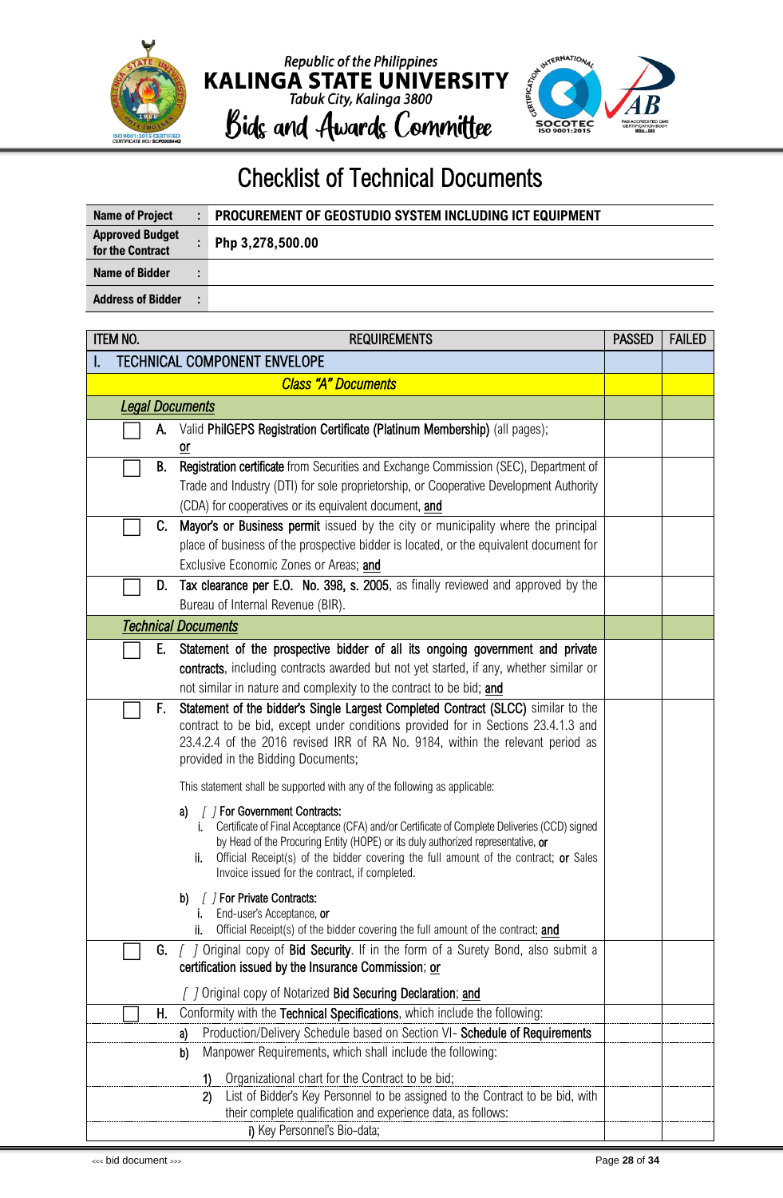Republic of the Philippines

**KALINGA STATE UNIVERSITY**

Tabuk City, Kalinga 3800

**Bids and Awards Committee**

# Checklist of Technical Documents

| | | |
|---|---|---|
| **Name of Project** | : | **PROCUREMENT OF GEOSTUDIO SYSTEM INCLUDING ICT EQUIPMENT** |
| **Approved Budget for the Contract** | : | **Php 3,278,500.00** |
| **Name of Bidder** | : | |
| **Address of Bidder** | : | |

| ITEM NO. | REQUIREMENTS | PASSED | FAILED |
|---|---|---|---|
| I. | TECHNICAL COMPONENT ENVELOPE | | |
| | ***Class "A" Documents*** | | |
| | ***Legal Documents*** | | |
| ☐ A. | Valid **PhilGEPS Registration Certificate (Platinum Membership)** (all pages); **or** | | |
| ☐ B. | **Registration certificate** from Securities and Exchange Commission (SEC), Department of Trade and Industry (DTI) for sole proprietorship, or Cooperative Development Authority (CDA) for cooperatives or its equivalent document, **and** | | |
| ☐ C. | **Mayor's or Business permit** issued by the city or municipality where the principal place of business of the prospective bidder is located, or the equivalent document for Exclusive Economic Zones or Areas; **and** | | |
| ☐ D. | **Tax clearance per E.O. No. 398, s. 2005**, as finally reviewed and approved by the Bureau of Internal Revenue (BIR). | | |
| | ***Technical Documents*** | | |
| ☐ E. | **Statement of the prospective bidder of all its ongoing government and private contracts**, including contracts awarded but not yet started, if any, whether similar or not similar in nature and complexity to the contract to be bid; **and** | | |
| ☐ F. | **Statement of the bidder's Single Largest Completed Contract (SLCC)** similar to the contract to be bid, except under conditions provided for in Sections 23.4.1.3 and 23.4.2.4 of the 2016 revised IRR of RA No. 9184, within the relevant period as provided in the Bidding Documents;<br><br>This statement shall be supported with any of the following as applicable:<br><br>a) [ ] **For Government Contracts:**<br>i. Certificate of Final Acceptance (CFA) and/or Certificate of Complete Deliveries (CCD) signed by Head of the Procuring Entity (HOPE) or its duly authorized representative, **or**<br>ii. Official Receipt(s) of the bidder covering the full amount of the contract; **or** Sales Invoice issued for the contract, if completed.<br><br>b) [ ] **For Private Contracts:**<br>i. End-user's Acceptance, **or**<br>ii. Official Receipt(s) of the bidder covering the full amount of the contract; **and** | | |
| ☐ G. | [ ] Original copy of **Bid Security**. If in the form of a Surety Bond, also submit a **certification issued by the Insurance Commission**; **or**<br><br>[ ] Original copy of Notarized **Bid Securing Declaration**; **and** | | |
| ☐ H. | Conformity with the **Technical Specifications**, which include the following: | | |
| | a) Production/Delivery Schedule based on Section VI- **Schedule of Requirements** | | |
| | b) Manpower Requirements, which shall include the following:<br><br>1) Organizational chart for the Contract to be bid; | | |
| | 2) List of Bidder's Key Personnel to be assigned to the Contract to be bid, with their complete qualification and experience data, as follows: | | |
| | i) Key Personnel's Bio-data; | | |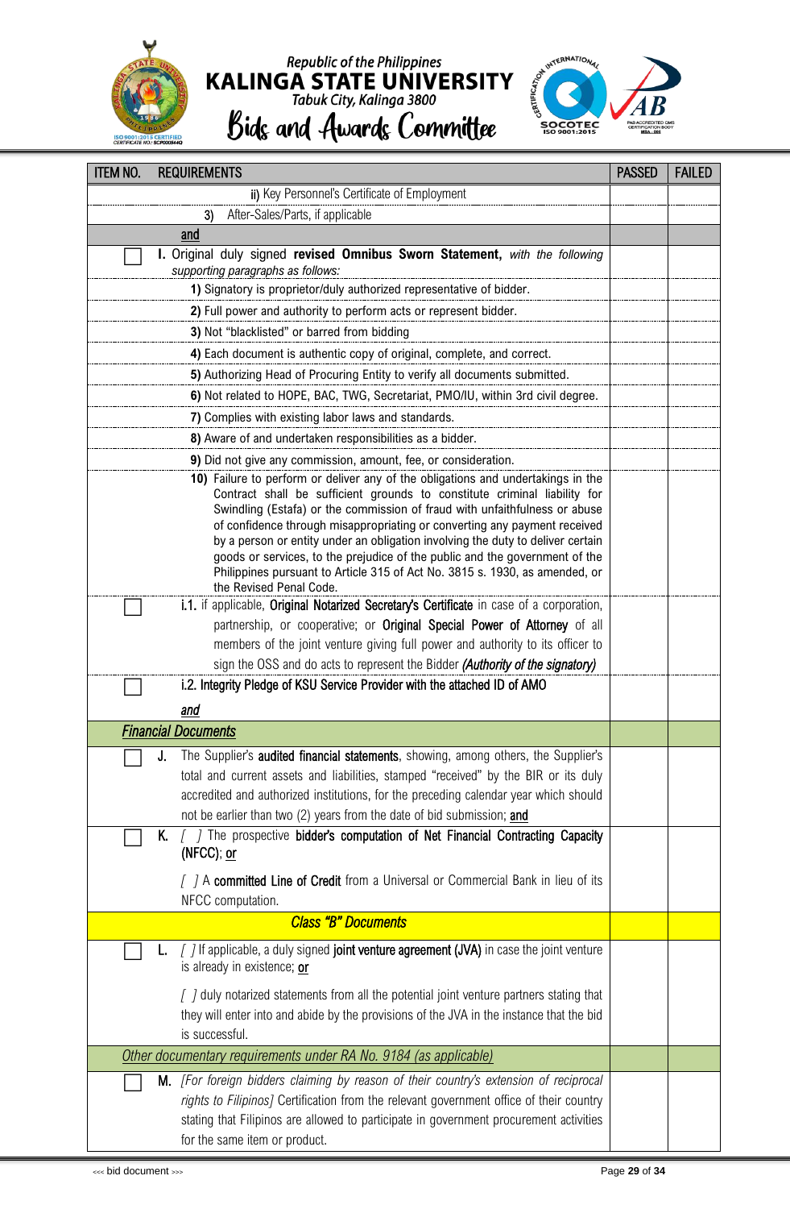| ITEM NO. | REQUIREMENTS | PASSED | FAILED |
|---|---|---|---|
| | ii) Key Personnel's Certificate of Employment | | |
| | 3) After-Sales/Parts, if applicable | | |
| | **and** | | |
| [ ] | **I.** Original duly signed **revised Omnibus Sworn Statement,** *with the following supporting paragraphs as follows:* | | |
| | **1)** Signatory is proprietor/duly authorized representative of bidder. | | |
| | **2)** Full power and authority to perform acts or represent bidder. | | |
| | **3)** Not "blacklisted" or barred from bidding | | |
| | **4)** Each document is authentic copy of original, complete, and correct. | | |
| | **5)** Authorizing Head of Procuring Entity to verify all documents submitted. | | |
| | **6)** Not related to HOPE, BAC, TWG, Secretariat, PMO/IU, within 3rd civil degree. | | |
| | **7)** Complies with existing labor laws and standards. | | |
| | **8)** Aware of and undertaken responsibilities as a bidder. | | |
| | **9)** Did not give any commission, amount, fee, or consideration. | | |
| | **10)** Failure to perform or deliver any of the obligations and undertakings in the Contract shall be sufficient grounds to constitute criminal liability for Swindling (Estafa) or the commission of fraud with unfaithfulness or abuse of confidence through misappropriating or converting any payment received by a person or entity under an obligation involving the duty to deliver certain goods or services, to the prejudice of the public and the government of the Philippines pursuant to Article 315 of Act No. 3815 s. 1930, as amended, or the Revised Penal Code. | | |
| [ ] | **i.1.** if applicable, **Original Notarized Secretary's Certificate** in case of a corporation, partnership, or cooperative; or **Original Special Power of Attorney** of all members of the joint venture giving full power and authority to its officer to sign the OSS and do acts to represent the Bidder ***(Authority of the signatory)*** | | |
| [ ] | **i.2. Integrity Pledge of KSU Service Provider with the attached ID of AMO** <br><br> ***and*** | | |
| | ***Financial Documents*** | | |
| [ ] | **J.** The Supplier's **audited financial statements**, showing, among others, the Supplier's total and current assets and liabilities, stamped "received" by the BIR or its duly accredited and authorized institutions, for the preceding calendar year which should not be earlier than two (2) years from the date of bid submission; **and** | | |
| [ ] | **K.** *[ ]* The prospective **bidder's computation of Net Financial Contracting Capacity** (NFCC); **or** <br><br> *[ ]* A **committed Line of Credit** from a Universal or Commercial Bank in lieu of its NFCC computation. | | |
| | ***Class "B" Documents*** | | |
| [ ] | **L.** *[ ]* If applicable, a duly signed **joint venture agreement (JVA)** in case the joint venture is already in existence; **or** <br><br> *[ ]* duly notarized statements from all the potential joint venture partners stating that they will enter into and abide by the provisions of the JVA in the instance that the bid is successful. | | |
| | *Other documentary requirements under RA No. 9184 (as applicable)* | | |
| [ ] | **M.** *[For foreign bidders claiming by reason of their country's extension of reciprocal rights to Filipinos]* Certification from the relevant government office of their country stating that Filipinos are allowed to participate in government procurement activities for the same item or product. | | |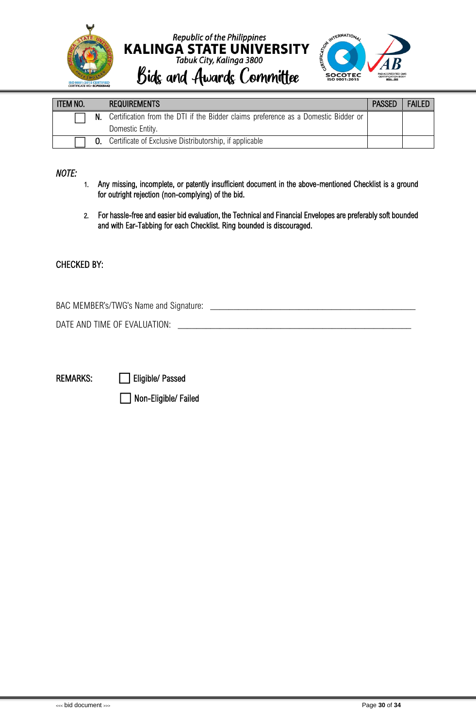| ITEM NO. | REQUIREMENTS | PASSED | FAILED |
|---|---|---|---|
| ☐ **N.** | Certification from the DTI if the Bidder claims preference as a Domestic Bidder or Domestic Entity. | | |
| ☐ **O.** | Certificate of Exclusive Distributorship, if applicable | | |

*NOTE:*

1. Any missing, incomplete, or patently insufficient document in the above-mentioned Checklist is a ground for outright rejection (non-complying) of the bid.

2. For hassle-free and easier bid evaluation, the Technical and Financial Envelopes are preferably soft bounded and with Ear-Tabbing for each Checklist. Ring bounded is discouraged.

CHECKED BY:

BAC MEMBER's/TWG's Name and Signature: ______________________________________________

DATE AND TIME OF EVALUATION: ______________________________________________________

REMARKS: ☐ Eligible/ Passed

☐ Non-Eligible/ Failed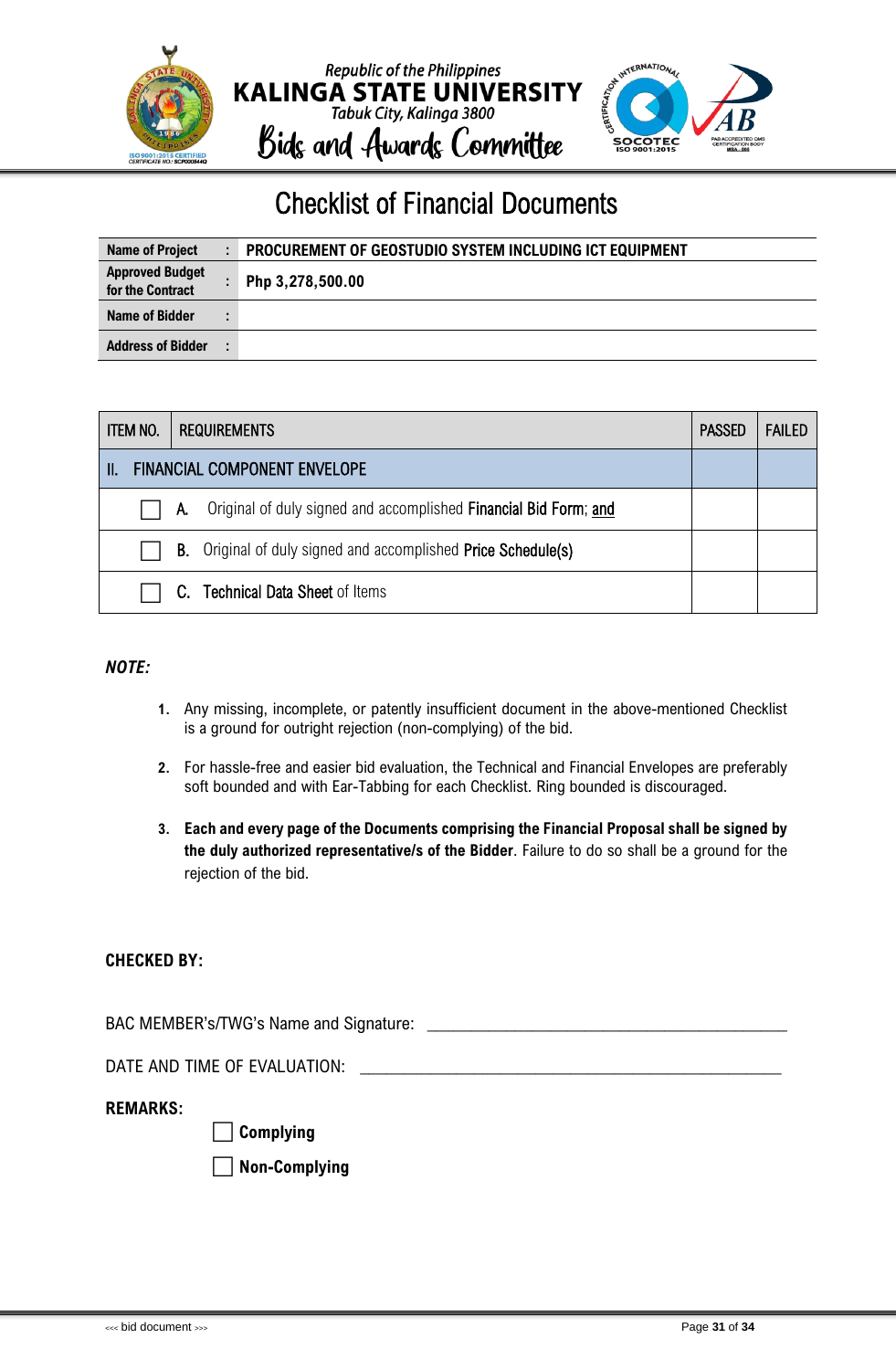Republic of the Philippines
**KALINGA STATE UNIVERSITY**
Tabuk City, Kalinga 3800
Bids and Awards Committee

# Checklist of Financial Documents

| | | |
|---|---|---|
| **Name of Project** | : | **PROCUREMENT OF GEOSTUDIO SYSTEM INCLUDING ICT EQUIPMENT** |
| **Approved Budget for the Contract** | : | **Php 3,278,500.00** |
| **Name of Bidder** | : | |
| **Address of Bidder** | : | |

| ITEM NO. | REQUIREMENTS | PASSED | FAILED |
|---|---|---|---|
| II. | FINANCIAL COMPONENT ENVELOPE | | |
| ☐ | A. Original of duly signed and accomplished **Financial Bid Form**; and | | |
| ☐ | B. Original of duly signed and accomplished **Price Schedule(s)** | | |
| ☐ | C. **Technical Data Sheet** of Items | | |

***NOTE:***

1. Any missing, incomplete, or patently insufficient document in the above-mentioned Checklist is a ground for outright rejection (non-complying) of the bid.

2. For hassle-free and easier bid evaluation, the Technical and Financial Envelopes are preferably soft bounded and with Ear-Tabbing for each Checklist. Ring bounded is discouraged.

3. **Each and every page of the Documents comprising the Financial Proposal shall be signed by the duly authorized representative/s of the Bidder**. Failure to do so shall be a ground for the rejection of the bid.

**CHECKED BY:**

BAC MEMBER's/TWG's Name and Signature: ______________________________

DATE AND TIME OF EVALUATION: ______________________________

**REMARKS:**

☐ **Complying**

☐ **Non-Complying**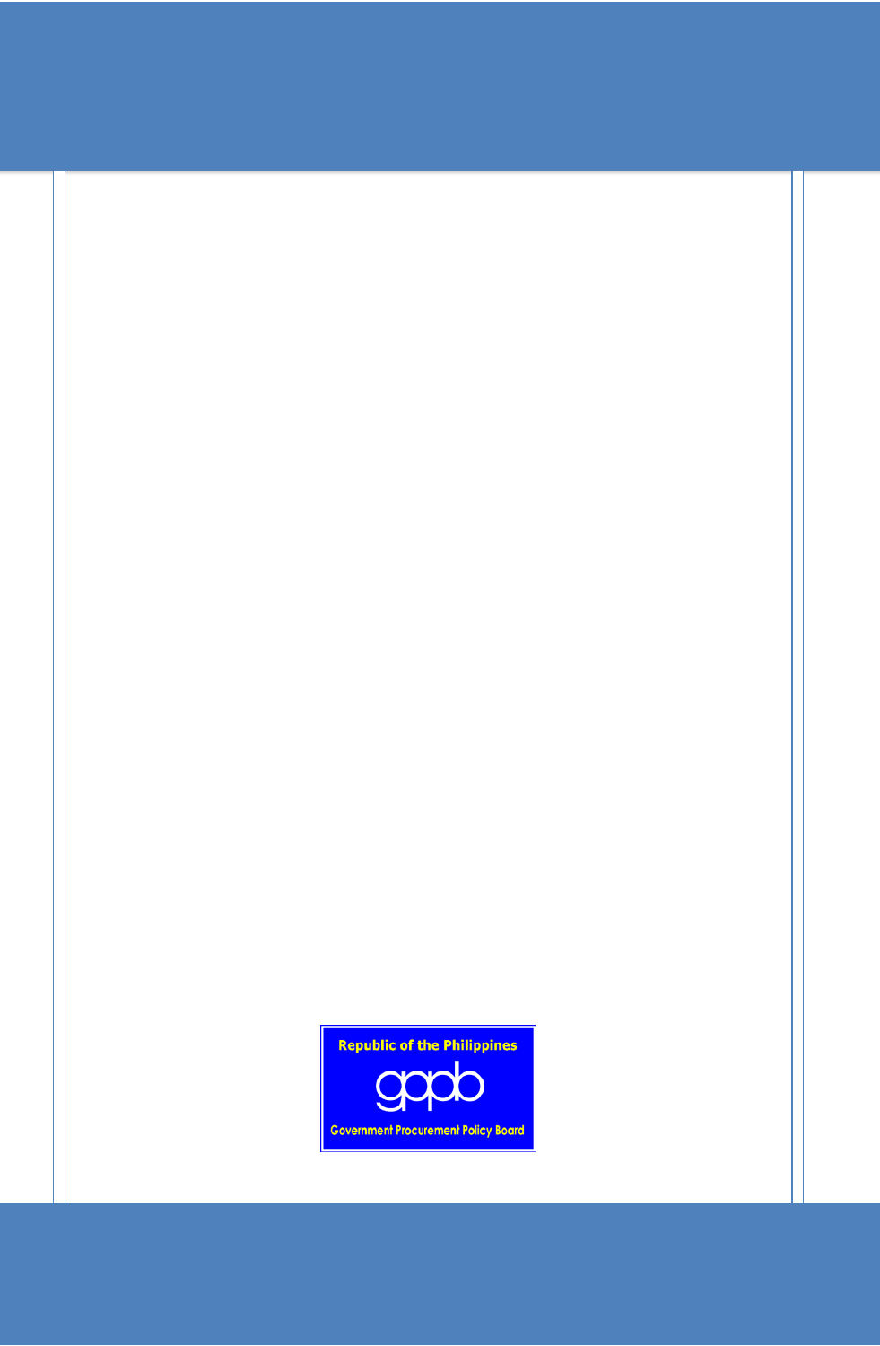Republic of the Philippines

gppb

Government Procurement Policy Board